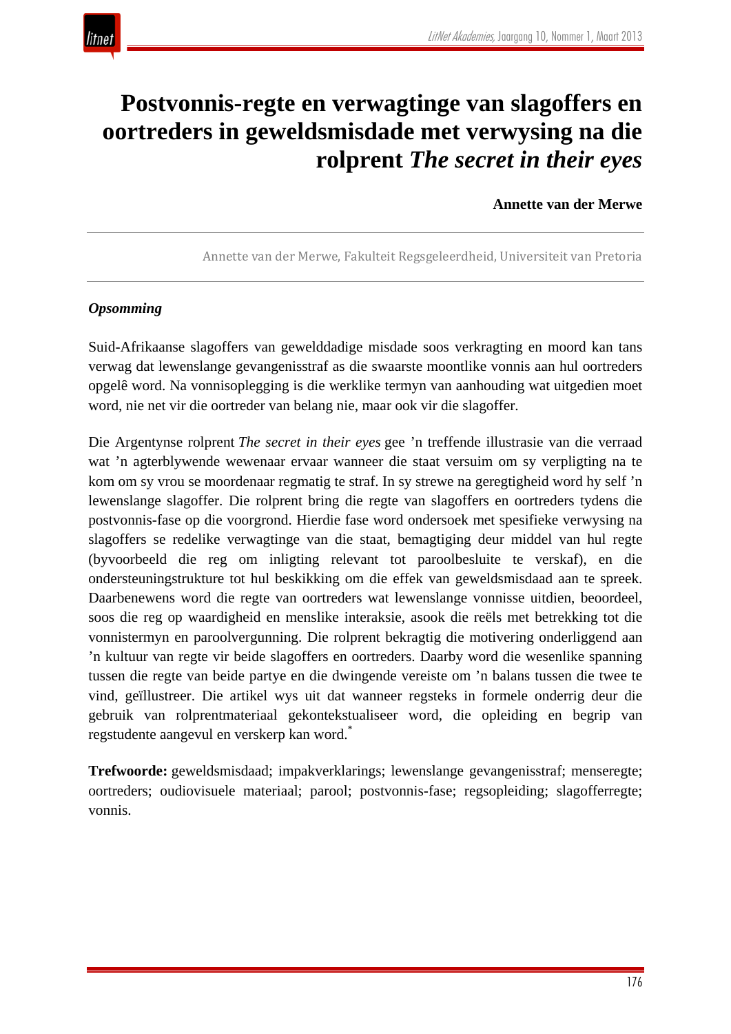# Postvonnis-regte en verwagtinge van slagoffers en oortreders in geweldsmisdade met verwysing na die rolprent *The secret in their eyes*

**Annette van der Merwe**

Annette van der Merwe, Fakulteit Regsgeleerdheid, Universiteit van Pretoria

***Opsomming***

Suid-Afrikaanse slagoffers van gewelddadige misdade soos verkragting en moord kan tans verwag dat lewenslange gevangenisstraf as die swaarste moontlike vonnis aan hul oortreders opgelê word. Na vonnisoplegging is die werklike termyn van aanhouding wat uitgedien moet word, nie net vir die oortreder van belang nie, maar ook vir die slagoffer.

Die Argentynse rolprent *The secret in their eyes* gee 'n treffende illustrasie van die verraad wat 'n agterblywende wewenaar ervaar wanneer die staat versuim om sy verpligting na te kom om sy vrou se moordenaar regmatig te straf. In sy strewe na geregtigheid word hy self 'n lewenslange slagoffer. Die rolprent bring die regte van slagoffers en oortreders tydens die postvonnis-fase op die voorgrond. Hierdie fase word ondersoek met spesifieke verwysing na slagoffers se redelike verwagtinge van die staat, bemagtiging deur middel van hul regte (byvoorbeeld die reg om inligting relevant tot paroolbesluite te verskaf), en die ondersteuningstrukture tot hul beskikking om die effek van geweldsmisdaad aan te spreek. Daarbenewens word die regte van oortreders wat lewenslange vonnisse uitdien, beoordeel, soos die reg op waardigheid en menslike interaksie, asook die reëls met betrekking tot die vonnistermyn en paroolvergunning. Die rolprent bekragtig die motivering onderliggend aan 'n kultuur van regte vir beide slagoffers en oortreders. Daarby word die wesenlike spanning tussen die regte van beide partye en die dwingende vereiste om 'n balans tussen die twee te vind, geïllustreer. Die artikel wys uit dat wanneer regsteks in formele onderrig deur die gebruik van rolprentmateriaal gekontekstualiseer word, die opleiding en begrip van regstudente aangevul en verskerp kan word.*

**Trefwoorde:** geweldsmisdaad; impakverklarings; lewenslange gevangenisstraf; menseregte; oortreders; oudiovisuele materiaal; parool; postvonnis-fase; regsopleiding; slagofferregte; vonnis.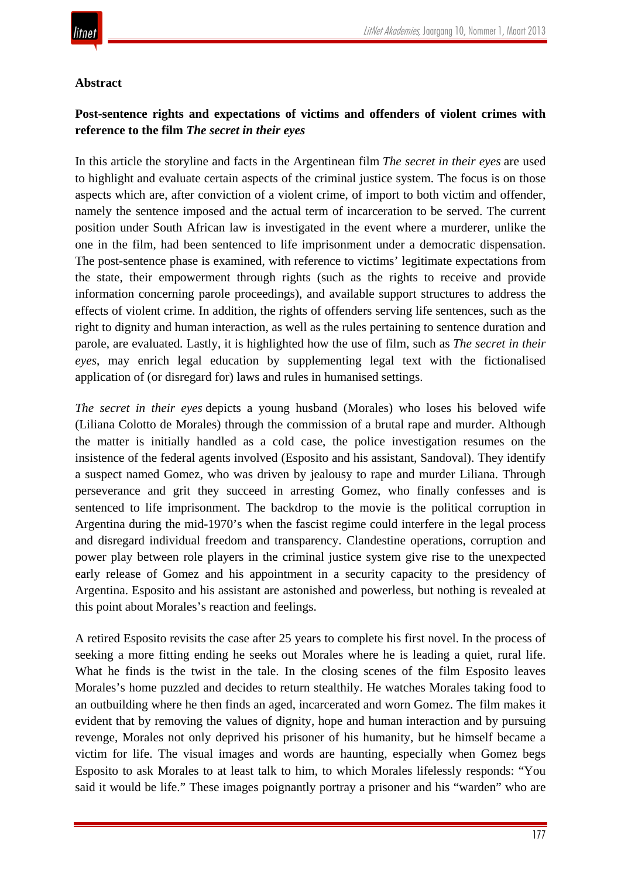## Abstract

**Post-sentence rights and expectations of victims and offenders of violent crimes with reference to the film *The secret in their eyes***

In this article the storyline and facts in the Argentinean film *The secret in their eyes* are used to highlight and evaluate certain aspects of the criminal justice system. The focus is on those aspects which are, after conviction of a violent crime, of import to both victim and offender, namely the sentence imposed and the actual term of incarceration to be served. The current position under South African law is investigated in the event where a murderer, unlike the one in the film, had been sentenced to life imprisonment under a democratic dispensation. The post-sentence phase is examined, with reference to victims' legitimate expectations from the state, their empowerment through rights (such as the rights to receive and provide information concerning parole proceedings), and available support structures to address the effects of violent crime. In addition, the rights of offenders serving life sentences, such as the right to dignity and human interaction, as well as the rules pertaining to sentence duration and parole, are evaluated. Lastly, it is highlighted how the use of film, such as *The secret in their eyes*, may enrich legal education by supplementing legal text with the fictionalised application of (or disregard for) laws and rules in humanised settings.

*The secret in their eyes* depicts a young husband (Morales) who loses his beloved wife (Liliana Colotto de Morales) through the commission of a brutal rape and murder. Although the matter is initially handled as a cold case, the police investigation resumes on the insistence of the federal agents involved (Esposito and his assistant, Sandoval). They identify a suspect named Gomez, who was driven by jealousy to rape and murder Liliana. Through perseverance and grit they succeed in arresting Gomez, who finally confesses and is sentenced to life imprisonment. The backdrop to the movie is the political corruption in Argentina during the mid-1970's when the fascist regime could interfere in the legal process and disregard individual freedom and transparency. Clandestine operations, corruption and power play between role players in the criminal justice system give rise to the unexpected early release of Gomez and his appointment in a security capacity to the presidency of Argentina. Esposito and his assistant are astonished and powerless, but nothing is revealed at this point about Morales's reaction and feelings.

A retired Esposito revisits the case after 25 years to complete his first novel. In the process of seeking a more fitting ending he seeks out Morales where he is leading a quiet, rural life. What he finds is the twist in the tale. In the closing scenes of the film Esposito leaves Morales's home puzzled and decides to return stealthily. He watches Morales taking food to an outbuilding where he then finds an aged, incarcerated and worn Gomez. The film makes it evident that by removing the values of dignity, hope and human interaction and by pursuing revenge, Morales not only deprived his prisoner of his humanity, but he himself became a victim for life. The visual images and words are haunting, especially when Gomez begs Esposito to ask Morales to at least talk to him, to which Morales lifelessly responds: "You said it would be life." These images poignantly portray a prisoner and his "warden" who are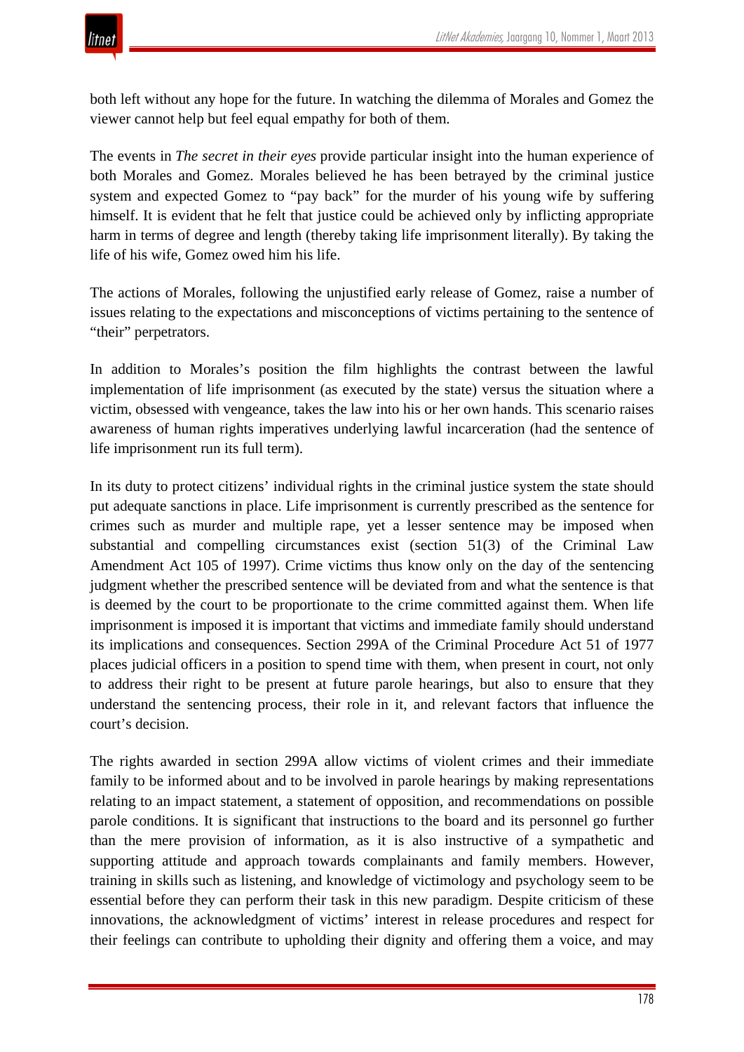both left without any hope for the future. In watching the dilemma of Morales and Gomez the viewer cannot help but feel equal empathy for both of them.

The events in *The secret in their eyes* provide particular insight into the human experience of both Morales and Gomez. Morales believed he has been betrayed by the criminal justice system and expected Gomez to "pay back" for the murder of his young wife by suffering himself. It is evident that he felt that justice could be achieved only by inflicting appropriate harm in terms of degree and length (thereby taking life imprisonment literally). By taking the life of his wife, Gomez owed him his life.

The actions of Morales, following the unjustified early release of Gomez, raise a number of issues relating to the expectations and misconceptions of victims pertaining to the sentence of "their" perpetrators.

In addition to Morales's position the film highlights the contrast between the lawful implementation of life imprisonment (as executed by the state) versus the situation where a victim, obsessed with vengeance, takes the law into his or her own hands. This scenario raises awareness of human rights imperatives underlying lawful incarceration (had the sentence of life imprisonment run its full term).

In its duty to protect citizens' individual rights in the criminal justice system the state should put adequate sanctions in place. Life imprisonment is currently prescribed as the sentence for crimes such as murder and multiple rape, yet a lesser sentence may be imposed when substantial and compelling circumstances exist (section 51(3) of the Criminal Law Amendment Act 105 of 1997). Crime victims thus know only on the day of the sentencing judgment whether the prescribed sentence will be deviated from and what the sentence is that is deemed by the court to be proportionate to the crime committed against them. When life imprisonment is imposed it is important that victims and immediate family should understand its implications and consequences. Section 299A of the Criminal Procedure Act 51 of 1977 places judicial officers in a position to spend time with them, when present in court, not only to address their right to be present at future parole hearings, but also to ensure that they understand the sentencing process, their role in it, and relevant factors that influence the court's decision.

The rights awarded in section 299A allow victims of violent crimes and their immediate family to be informed about and to be involved in parole hearings by making representations relating to an impact statement, a statement of opposition, and recommendations on possible parole conditions. It is significant that instructions to the board and its personnel go further than the mere provision of information, as it is also instructive of a sympathetic and supporting attitude and approach towards complainants and family members. However, training in skills such as listening, and knowledge of victimology and psychology seem to be essential before they can perform their task in this new paradigm. Despite criticism of these innovations, the acknowledgment of victims' interest in release procedures and respect for their feelings can contribute to upholding their dignity and offering them a voice, and may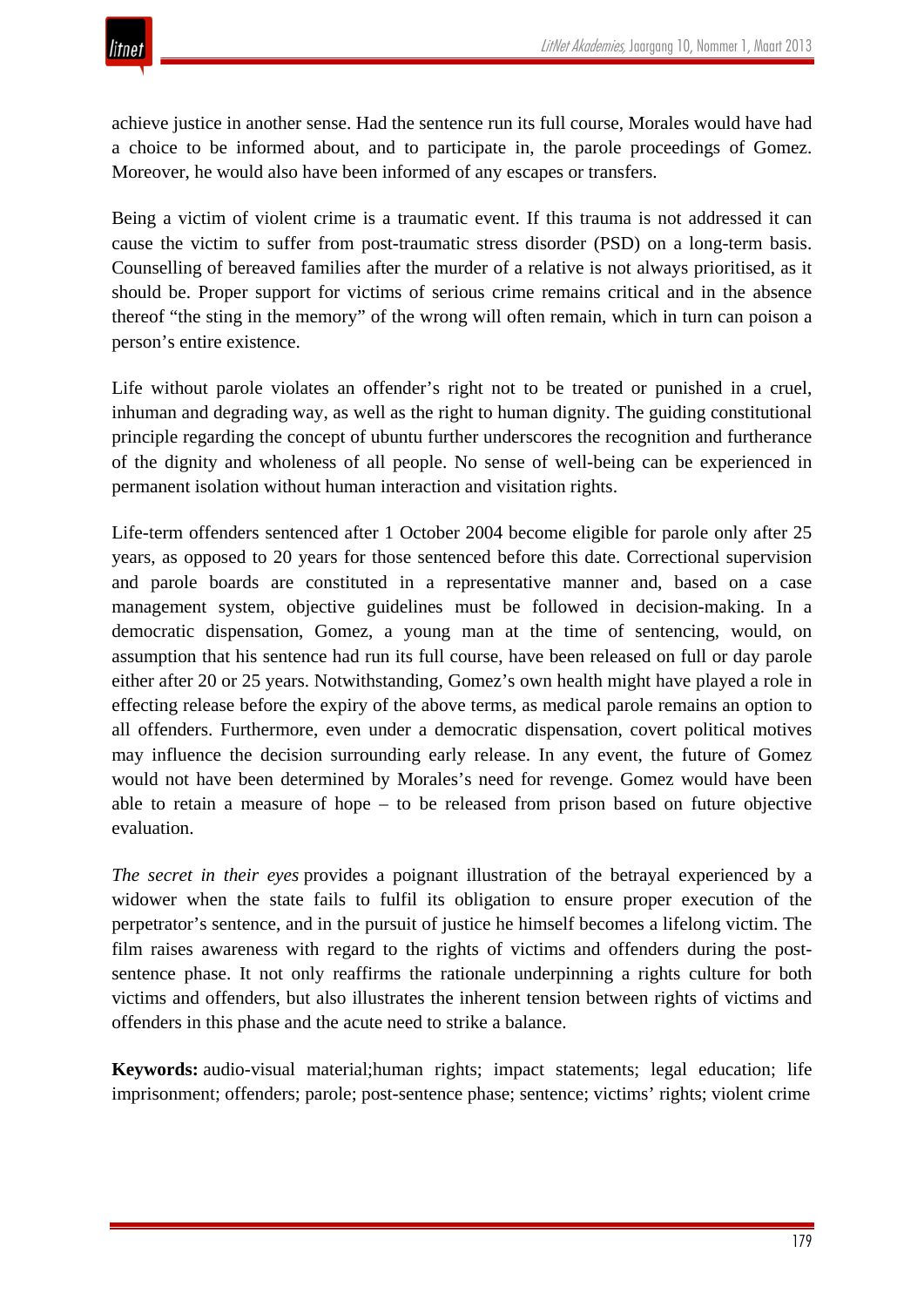achieve justice in another sense. Had the sentence run its full course, Morales would have had a choice to be informed about, and to participate in, the parole proceedings of Gomez. Moreover, he would also have been informed of any escapes or transfers.

Being a victim of violent crime is a traumatic event. If this trauma is not addressed it can cause the victim to suffer from post-traumatic stress disorder (PSD) on a long-term basis. Counselling of bereaved families after the murder of a relative is not always prioritised, as it should be. Proper support for victims of serious crime remains critical and in the absence thereof "the sting in the memory" of the wrong will often remain, which in turn can poison a person's entire existence.

Life without parole violates an offender's right not to be treated or punished in a cruel, inhuman and degrading way, as well as the right to human dignity. The guiding constitutional principle regarding the concept of ubuntu further underscores the recognition and furtherance of the dignity and wholeness of all people. No sense of well-being can be experienced in permanent isolation without human interaction and visitation rights.

Life-term offenders sentenced after 1 October 2004 become eligible for parole only after 25 years, as opposed to 20 years for those sentenced before this date. Correctional supervision and parole boards are constituted in a representative manner and, based on a case management system, objective guidelines must be followed in decision-making. In a democratic dispensation, Gomez, a young man at the time of sentencing, would, on assumption that his sentence had run its full course, have been released on full or day parole either after 20 or 25 years. Notwithstanding, Gomez's own health might have played a role in effecting release before the expiry of the above terms, as medical parole remains an option to all offenders. Furthermore, even under a democratic dispensation, covert political motives may influence the decision surrounding early release. In any event, the future of Gomez would not have been determined by Morales's need for revenge. Gomez would have been able to retain a measure of hope – to be released from prison based on future objective evaluation.

*The secret in their eyes* provides a poignant illustration of the betrayal experienced by a widower when the state fails to fulfil its obligation to ensure proper execution of the perpetrator's sentence, and in the pursuit of justice he himself becomes a lifelong victim. The film raises awareness with regard to the rights of victims and offenders during the post-sentence phase. It not only reaffirms the rationale underpinning a rights culture for both victims and offenders, but also illustrates the inherent tension between rights of victims and offenders in this phase and the acute need to strike a balance.

**Keywords:** audio-visual material;human rights; impact statements; legal education; life imprisonment; offenders; parole; post-sentence phase; sentence; victims' rights; violent crime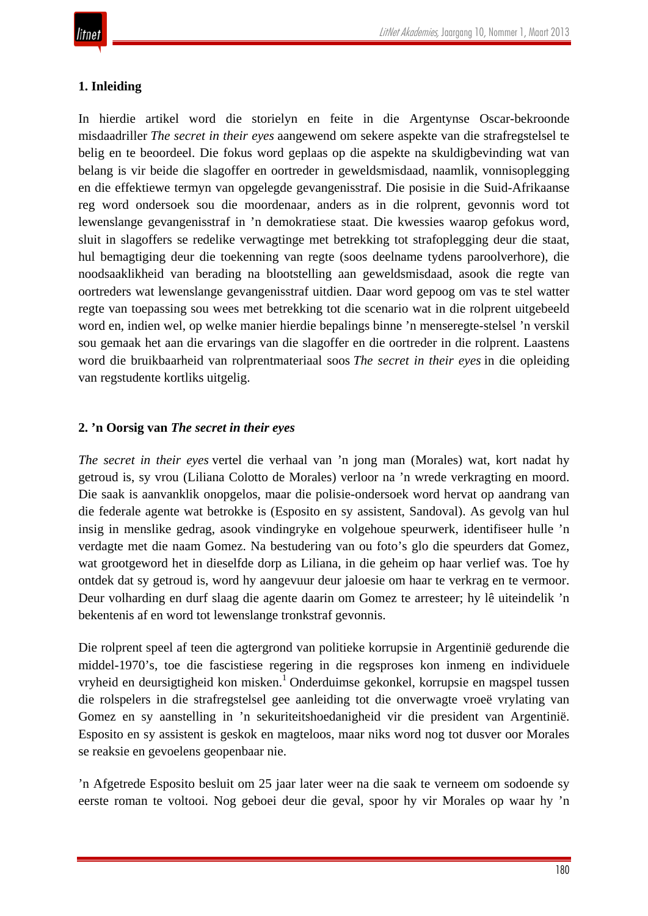## 1. Inleiding

In hierdie artikel word die storielyn en feite in die Argentynse Oscar-bekroonde misdaadriller *The secret in their eyes* aangewend om sekere aspekte van die strafregstelsel te belig en te beoordeel. Die fokus word geplaas op die aspekte na skuldigbevinding wat van belang is vir beide die slagoffer en oortreder in geweldsmisdaad, naamlik, vonnisoplegging en die effektiewe termyn van opgelegde gevangenisstraf. Die posisie in die Suid-Afrikaanse reg word ondersoek sou die moordenaar, anders as in die rolprent, gevonnis word tot lewenslange gevangenisstraf in 'n demokratiese staat. Die kwessies waarop gefokus word, sluit in slagoffers se redelike verwagtinge met betrekking tot strafoplegging deur die staat, hul bemagtiging deur die toekenning van regte (soos deelname tydens paroolverhore), die noodsaaklikheid van berading na blootstelling aan geweldsmisdaad, asook die regte van oortreders wat lewenslange gevangenisstraf uitdien. Daar word gepoog om vas te stel watter regte van toepassing sou wees met betrekking tot die scenario wat in die rolprent uitgebeeld word en, indien wel, op welke manier hierdie bepalings binne 'n menseregte-stelsel 'n verskil sou gemaak het aan die ervarings van die slagoffer en die oortreder in die rolprent. Laastens word die bruikbaarheid van rolprentmateriaal soos *The secret in their eyes* in die opleiding van regstudente kortliks uitgelig.

## 2. 'n Oorsig van *The secret in their eyes*

*The secret in their eyes* vertel die verhaal van 'n jong man (Morales) wat, kort nadat hy getroud is, sy vrou (Liliana Colotto de Morales) verloor na 'n wrede verkragting en moord. Die saak is aanvanklik onopgelos, maar die polisie-ondersoek word hervat op aandrang van die federale agente wat betrokke is (Esposito en sy assistent, Sandoval). As gevolg van hul insig in menslike gedrag, asook vindingryke en volgehoue speurwerk, identifiseer hulle 'n verdagte met die naam Gomez. Na bestudering van ou foto's glo die speurders dat Gomez, wat grootgeword het in dieselfde dorp as Liliana, in die geheim op haar verlief was. Toe hy ontdek dat sy getroud is, word hy aangevuur deur jaloesie om haar te verkrag en te vermoor. Deur volharding en durf slaag die agente daarin om Gomez te arresteer; hy lê uiteindelik 'n bekentenis af en word tot lewenslange tronkstraf gevonnis.

Die rolprent speel af teen die agtergrond van politieke korrupsie in Argentinië gedurende die middel-1970's, toe die fascistiese regering in die regsproses kon inmeng en individuele vryheid en deursigtigheid kon misken.[1] Onderduimse gekonkel, korrupsie en magspel tussen die rolspelers in die strafregstelsel gee aanleiding tot die onverwagte vroeë vrylating van Gomez en sy aanstelling in 'n sekuriteitshoedanigheid vir die president van Argentinië. Esposito en sy assistent is geskok en magteloos, maar niks word nog tot dusver oor Morales se reaksie en gevoelens geopenbaar nie.

'n Afgetrede Esposito besluit om 25 jaar later weer na die saak te verneem om sodoende sy eerste roman te voltooi. Nog geboei deur die geval, spoor hy vir Morales op waar hy 'n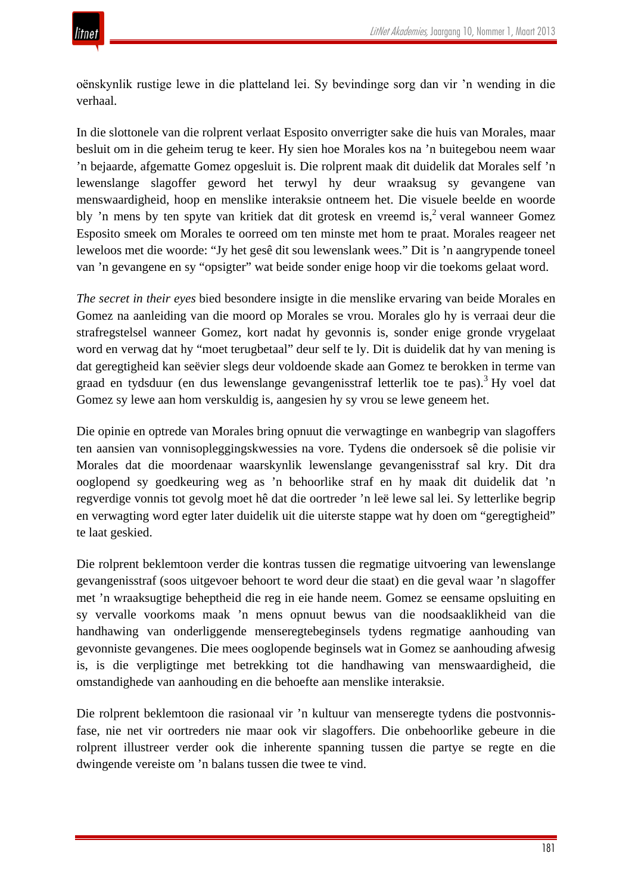oënskynlik rustige lewe in die platteland lei. Sy bevindinge sorg dan vir ’n wending in die verhaal.

In die slottonele van die rolprent verlaat Esposito onverrigter sake die huis van Morales, maar besluit om in die geheim terug te keer. Hy sien hoe Morales kos na ’n buitegebou neem waar ’n bejaarde, afgematte Gomez opgesluit is. Die rolprent maak dit duidelik dat Morales self ’n lewenslange slagoffer geword het terwyl hy deur wraaksug sy gevangene van menswaardigheid, hoop en menslike interaksie ontneem het. Die visuele beelde en woorde bly ’n mens by ten spyte van kritiek dat dit grotesk en vreemd is,[2] veral wanneer Gomez Esposito smeek om Morales te oorreed om ten minste met hom te praat. Morales reageer net leweloos met die woorde: “Jy het gesê dit sou lewenslank wees.” Dit is ’n aangrypende toneel van ’n gevangene en sy “opsigter” wat beide sonder enige hoop vir die toekoms gelaat word.

*The secret in their eyes* bied besondere insigte in die menslike ervaring van beide Morales en Gomez na aanleiding van die moord op Morales se vrou. Morales glo hy is verraai deur die strafregstelsel wanneer Gomez, kort nadat hy gevonnis is, sonder enige gronde vrygelaat word en verwag dat hy “moet terugbetaal” deur self te ly. Dit is duidelik dat hy van mening is dat geregtigheid kan seëvier slegs deur voldoende skade aan Gomez te berokken in terme van graad en tydsduur (en dus lewenslange gevangenisstraf letterlik toe te pas).[3] Hy voel dat Gomez sy lewe aan hom verskuldig is, aangesien hy sy vrou se lewe geneem het.

Die opinie en optrede van Morales bring opnuut die verwagtinge en wanbegrip van slagoffers ten aansien van vonnisopleggingskwessies na vore. Tydens die ondersoek sê die polisie vir Morales dat die moordenaar waarskynlik lewenslange gevangenisstraf sal kry. Dit dra ooglopend sy goedkeuring weg as ’n behoorlike straf en hy maak dit duidelik dat ’n regverdige vonnis tot gevolg moet hê dat die oortreder ’n leë lewe sal lei. Sy letterlike begrip en verwagting word egter later duidelik uit die uiterste stappe wat hy doen om “geregtigheid” te laat geskied.

Die rolprent beklemtoon verder die kontras tussen die regmatige uitvoering van lewenslange gevangenisstraf (soos uitgevoer behoort te word deur die staat) en die geval waar ’n slagoffer met ’n wraaksugtige beheptheid die reg in eie hande neem. Gomez se eensame opsluiting en sy vervalle voorkoms maak ’n mens opnuut bewus van die noodsaaklikheid van die handhawing van onderliggende menseregtebeginsels tydens regmatige aanhouding van gevonniste gevangenes. Die mees ooglopende beginsels wat in Gomez se aanhouding afwesig is, is die verpligtinge met betrekking tot die handhawing van menswaardigheid, die omstandighede van aanhouding en die behoefte aan menslike interaksie.

Die rolprent beklemtoon die rasionaal vir ’n kultuur van menseregte tydens die postvonnis-fase, nie net vir oortreders nie maar ook vir slagoffers. Die onbehoorlike gebeure in die rolprent illustreer verder ook die inherente spanning tussen die partye se regte en die dwingende vereiste om ’n balans tussen die twee te vind.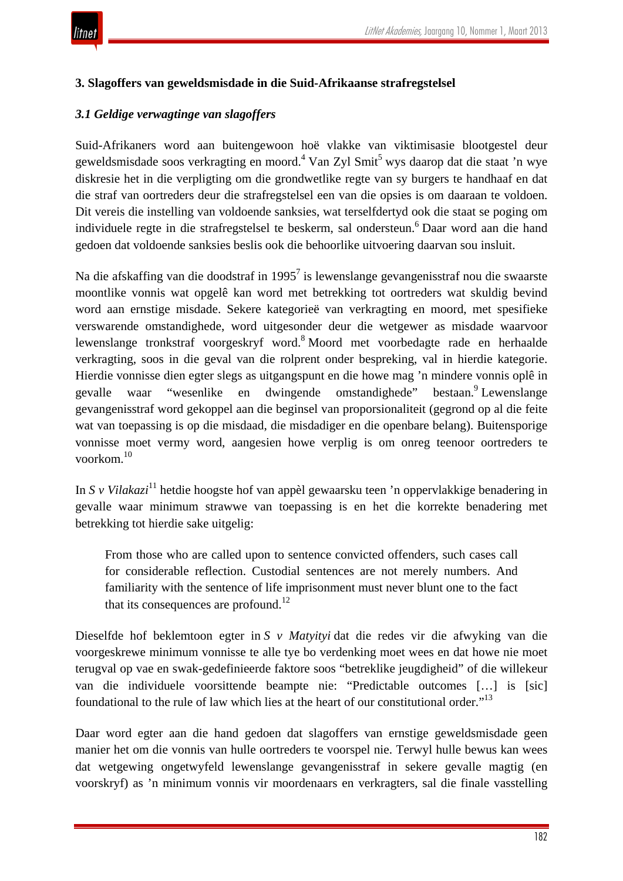## 3. Slagoffers van geweldsmisdade in die Suid-Afrikaanse strafregstelsel

### *3.1 Geldige verwagtinge van slagoffers*

Suid-Afrikaners word aan buitengewoon hoë vlakke van viktimisasie blootgestel deur geweldsmisdade soos verkragting en moord.[4] Van Zyl Smit[5] wys daarop dat die staat ’n wye diskresie het in die verpligting om die grondwetlike regte van sy burgers te handhaaf en dat die straf van oortreders deur die strafregstelsel een van die opsies is om daaraan te voldoen. Dit vereis die instelling van voldoende sanksies, wat terselfdertyd ook die staat se poging om individuele regte in die strafregstelsel te beskerm, sal ondersteun.[6] Daar word aan die hand gedoen dat voldoende sanksies beslis ook die behoorlike uitvoering daarvan sou insluit.

Na die afskaffing van die doodstraf in 1995[7] is lewenslange gevangenisstraf nou die swaarste moontlike vonnis wat opgelê kan word met betrekking tot oortreders wat skuldig bevind word aan ernstige misdade. Sekere kategorieë van verkragting en moord, met spesifieke verswarende omstandighede, word uitgesonder deur die wetgewer as misdade waarvoor lewenslange tronkstraf voorgeskryf word.[8] Moord met voorbedagte rade en herhaalde verkragting, soos in die geval van die rolprent onder bespreking, val in hierdie kategorie. Hierdie vonnisse dien egter slegs as uitgangspunt en die howe mag ’n mindere vonnis oplê in gevalle waar “wesenlike en dwingende omstandighede” bestaan.[9] Lewenslange gevangenisstraf word gekoppel aan die beginsel van proporsionaliteit (gegrond op al die feite wat van toepassing is op die misdaad, die misdadiger en die openbare belang). Buitensporige vonnisse moet vermy word, aangesien howe verplig is om onreg teenoor oortreders te voorkom.[10]

In *S v Vilakazi*[11] hetdie hoogste hof van appèl gewaarsku teen ’n oppervlakkige benadering in gevalle waar minimum strawwe van toepassing is en het die korrekte benadering met betrekking tot hierdie sake uitgelig:

> From those who are called upon to sentence convicted offenders, such cases call for considerable reflection. Custodial sentences are not merely numbers. And familiarity with the sentence of life imprisonment must never blunt one to the fact that its consequences are profound.[12]

Dieselfde hof beklemtoon egter in *S v Matyityi* dat die redes vir die afwyking van die voorgeskrewe minimum vonnisse te alle tye bo verdenking moet wees en dat howe nie moet terugval op vae en swak-gedefinieerde faktore soos “betreklike jeugdigheid” of die willekeur van die individuele voorsittende beampte nie: “Predictable outcomes […] is [sic] foundational to the rule of law which lies at the heart of our constitutional order.”[13]

Daar word egter aan die hand gedoen dat slagoffers van ernstige geweldsmisdade geen manier het om die vonnis van hulle oortreders te voorspel nie. Terwyl hulle bewus kan wees dat wetgewing ongetwyfeld lewenslange gevangenisstraf in sekere gevalle magtig (en voorskryf) as ’n minimum vonnis vir moordenaars en verkragters, sal die finale vasstelling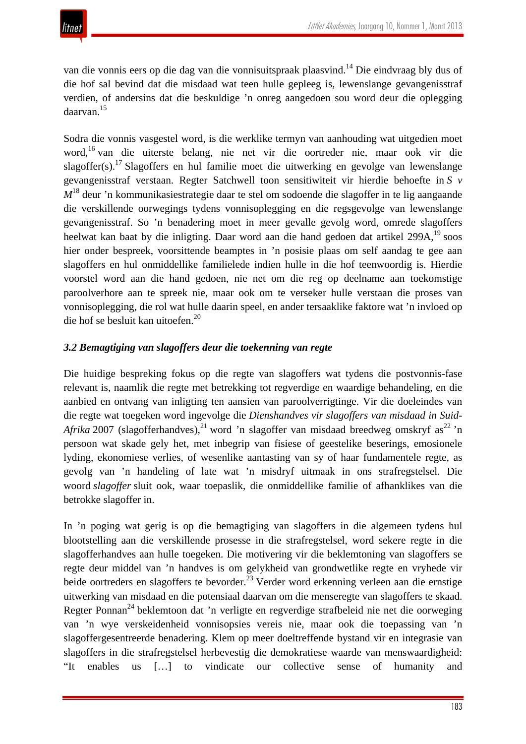van die vonnis eers op die dag van die vonnisuitspraak plaasvind.[14] Die eindvraag bly dus of die hof sal bevind dat die misdaad wat teen hulle gepleeg is, lewenslange gevangenisstraf verdien, of andersins dat die beskuldige ’n onreg aangedoen sou word deur die oplegging daarvan.[15]

Sodra die vonnis vasgestel word, is die werklike termyn van aanhouding wat uitgedien moet word,[16] van die uiterste belang, nie net vir die oortreder nie, maar ook vir die slagoffer(s).[17] Slagoffers en hul familie moet die uitwerking en gevolge van lewenslange gevangenisstraf verstaan. Regter Satchwell toon sensitiwiteit vir hierdie behoefte in *S v M*[18] deur ’n kommunikasiestrategie daar te stel om sodoende die slagoffer in te lig aangaande die verskillende oorwegings tydens vonnisoplegging en die regsgevolge van lewenslange gevangenisstraf. So ’n benadering moet in meer gevalle gevolg word, omrede slagoffers heelwat kan baat by die inligting. Daar word aan die hand gedoen dat artikel 299A,[19] soos hier onder bespreek, voorsittende beamptes in ’n posisie plaas om self aandag te gee aan slagoffers en hul onmiddellike familielede indien hulle in die hof teenwoordig is. Hierdie voorstel word aan die hand gedoen, nie net om die reg op deelname aan toekomstige paroolverhore aan te spreek nie, maar ook om te verseker hulle verstaan die proses van vonnisoplegging, die rol wat hulle daarin speel, en ander tersaaklike faktore wat ’n invloed op die hof se besluit kan uitoefen.[20]

### *3.2 Bemagtiging van slagoffers deur die toekenning van regte*

Die huidige bespreking fokus op die regte van slagoffers wat tydens die postvonnis-fase relevant is, naamlik die regte met betrekking tot regverdige en waardige behandeling, en die aanbied en ontvang van inligting ten aansien van paroolverrigtinge. Vir die doeleindes van die regte wat toegeken word ingevolge die *Dienshandves vir slagoffers van misdaad in Suid-Afrika* 2007 (slagofferhandves),[21] word ’n slagoffer van misdaad breedweg omskryf as[22] ’n persoon wat skade gely het, met inbegrip van fisiese of geestelike beserings, emosionele lyding, ekonomiese verlies, of wesenlike aantasting van sy of haar fundamentele regte, as gevolg van ’n handeling of late wat ’n misdryf uitmaak in ons strafregstelsel. Die woord *slagoffer* sluit ook, waar toepaslik, die onmiddellike familie of afhanklikes van die betrokke slagoffer in.

In ’n poging wat gerig is op die bemagtiging van slagoffers in die algemeen tydens hul blootstelling aan die verskillende prosesse in die strafregstelsel, word sekere regte in die slagofferhandves aan hulle toegeken. Die motivering vir die beklemtoning van slagoffers se regte deur middel van ’n handves is om gelykheid van grondwetlike regte en vryhede vir beide oortreders en slagoffers te bevorder.[23] Verder word erkenning verleen aan die ernstige uitwerking van misdaad en die potensiaal daarvan om die menseregte van slagoffers te skaad. Regter Ponnan[24] beklemtoon dat ’n verligte en regverdige strafbeleid nie net die oorweging van ’n wye verskeidenheid vonnisopsies vereis nie, maar ook die toepassing van ’n slagoffergesentreerde benadering. Klem op meer doeltreffende bystand vir en integrasie van slagoffers in die strafregstelsel herbevestig die demokratiese waarde van menswaardigheid: “It enables us […] to vindicate our collective sense of humanity and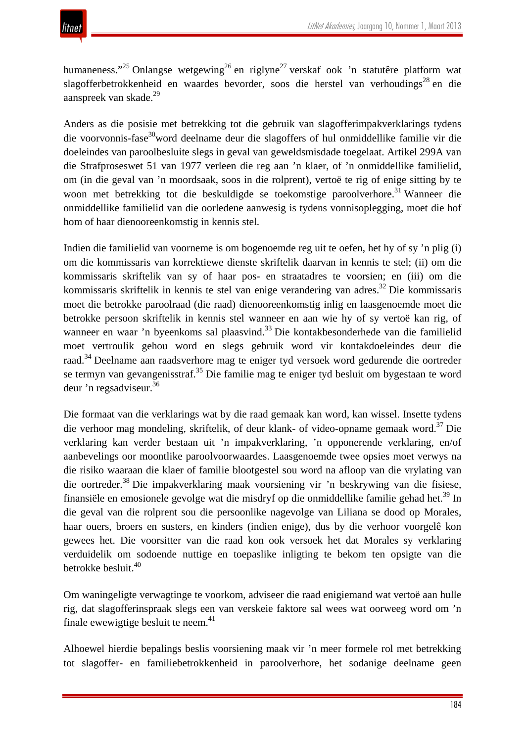humaneness."[25] Onlangse wetgewing[26] en riglyne[27] verskaf ook 'n statutêre platform wat slagofferbetrokkenheid en waardes bevorder, soos die herstel van verhoudings[28] en die aanspreek van skade.[29]

Anders as die posisie met betrekking tot die gebruik van slagofferimpakverklarings tydens die voorvonnis-fase[30]word deelname deur die slagoffers of hul onmiddellike familie vir die doeleindes van paroolbesluite slegs in geval van geweldsmisdade toegelaat. Artikel 299A van die Strafproseswet 51 van 1977 verleen die reg aan 'n klaer, of 'n onmiddellike familielid, om (in die geval van 'n moordsaak, soos in die rolprent), vertoë te rig of enige sitting by te woon met betrekking tot die beskuldigde se toekomstige paroolverhore.[31] Wanneer die onmiddellike familielid van die oorledene aanwesig is tydens vonnisoplegging, moet die hof hom of haar dienooreenkomstig in kennis stel.

Indien die familielid van voorneme is om bogenoemde reg uit te oefen, het hy of sy 'n plig (i) om die kommissaris van korrektiewe dienste skriftelik daarvan in kennis te stel; (ii) om die kommissaris skriftelik van sy of haar pos- en straatadres te voorsien; en (iii) om die kommissaris skriftelik in kennis te stel van enige verandering van adres.[32] Die kommissaris moet die betrokke paroolraad (die raad) dienooreenkomstig inlig en laasgenoemde moet die betrokke persoon skriftelik in kennis stel wanneer en aan wie hy of sy vertoë kan rig, of wanneer en waar 'n byeenkoms sal plaasvind.[33] Die kontakbesonderhede van die familielid moet vertroulik gehou word en slegs gebruik word vir kontakdoeleindes deur die raad.[34] Deelname aan raadsverhore mag te eniger tyd versoek word gedurende die oortreder se termyn van gevangenisstraf.[35] Die familie mag te eniger tyd besluit om bygestaan te word deur 'n regsadviseur.[36]

Die formaat van die verklarings wat by die raad gemaak kan word, kan wissel. Insette tydens die verhoor mag mondeling, skriftelik, of deur klank- of video-opname gemaak word.[37] Die verklaring kan verder bestaan uit 'n impakverklaring, 'n opponerende verklaring, en/of aanbevelings oor moontlike paroolvoorwaardes. Laasgenoemde twee opsies moet verwys na die risiko waaraan die klaer of familie blootgestel sou word na afloop van die vrylating van die oortreder.[38] Die impakverklaring maak voorsiening vir 'n beskrywing van die fisiese, finansiële en emosionele gevolge wat die misdryf op die onmiddellike familie gehad het.[39] In die geval van die rolprent sou die persoonlike nagevolge van Liliana se dood op Morales, haar ouers, broers en susters, en kinders (indien enige), dus by die verhoor voorgelê kon gewees het. Die voorsitter van die raad kon ook versoek het dat Morales sy verklaring verduidelik om sodoende nuttige en toepaslike inligting te bekom ten opsigte van die betrokke besluit.[40]

Om waningeligte verwagtinge te voorkom, adviseer die raad enigiemand wat vertoë aan hulle rig, dat slagofferinspraak slegs een van verskeie faktore sal wees wat oorweeg word om 'n finale ewewigtige besluit te neem.[41]

Alhoewel hierdie bepalings beslis voorsiening maak vir 'n meer formele rol met betrekking tot slagoffer- en familiebetrokkenheid in paroolverhore, het sodanige deelname geen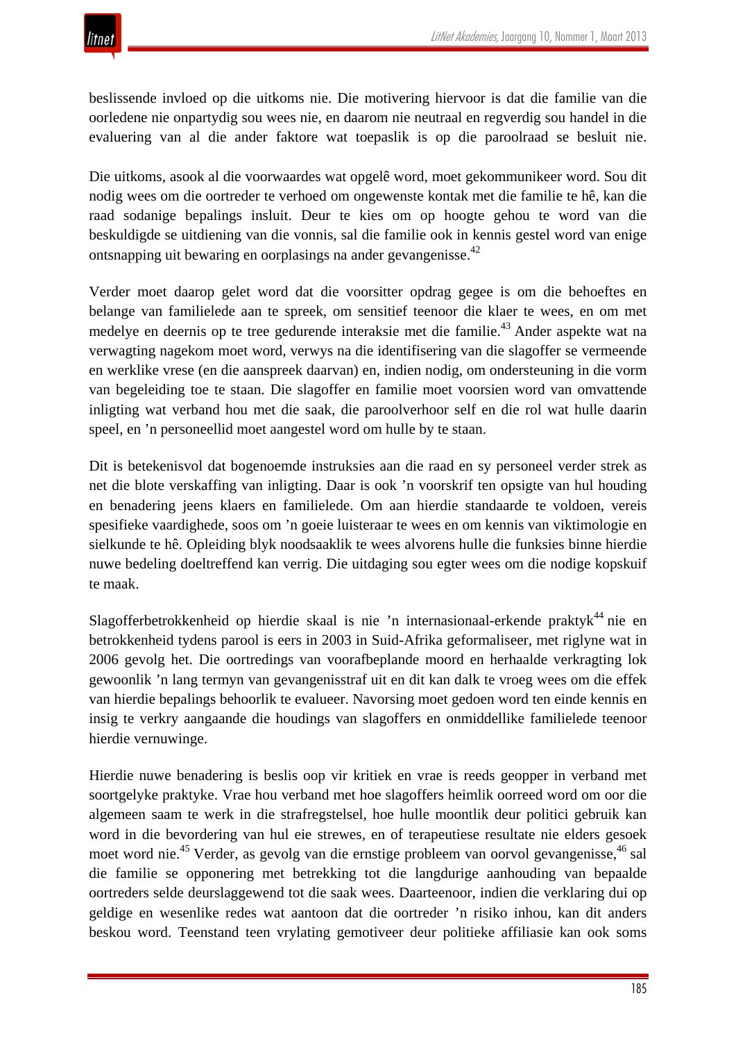beslissende invloed op die uitkoms nie. Die motivering hiervoor is dat die familie van die oorledene nie onpartydig sou wees nie, en daarom nie neutraal en regverdig sou handel in die evaluering van al die ander faktore wat toepaslik is op die paroolraad se besluit nie.

Die uitkoms, asook al die voorwaardes wat opgelê word, moet gekommunikeer word. Sou dit nodig wees om die oortreder te verhoed om ongewenste kontak met die familie te hê, kan die raad sodanige bepalings insluit. Deur te kies om op hoogte gehou te word van die beskuldigde se uitdiening van die vonnis, sal die familie ook in kennis gestel word van enige ontsnapping uit bewaring en oorplasings na ander gevangenisse.[42]

Verder moet daarop gelet word dat die voorsitter opdrag gegee is om die behoeftes en belange van familielede aan te spreek, om sensitief teenoor die klaer te wees, en om met medelye en deernis op te tree gedurende interaksie met die familie.[43] Ander aspekte wat na verwagting nagekom moet word, verwys na die identifisering van die slagoffer se vermeende en werklike vrese (en die aanspreek daarvan) en, indien nodig, om ondersteuning in die vorm van begeleiding toe te staan. Die slagoffer en familie moet voorsien word van omvattende inligting wat verband hou met die saak, die paroolverhoor self en die rol wat hulle daarin speel, en ’n personeellid moet aangestel word om hulle by te staan.

Dit is betekenisvol dat bogenoemde instruksies aan die raad en sy personeel verder strek as net die blote verskaffing van inligting. Daar is ook ’n voorskrif ten opsigte van hul houding en benadering jeens klaers en familielede. Om aan hierdie standaarde te voldoen, vereis spesifieke vaardighede, soos om ’n goeie luisteraar te wees en om kennis van viktimologie en sielkunde te hê. Opleiding blyk noodsaaklik te wees alvorens hulle die funksies binne hierdie nuwe bedeling doeltreffend kan verrig. Die uitdaging sou egter wees om die nodige kopskuif te maak.

Slagofferbetrokkenheid op hierdie skaal is nie ’n internasionaal-erkende praktyk[44] nie en betrokkenheid tydens parool is eers in 2003 in Suid-Afrika geformaliseer, met riglyne wat in 2006 gevolg het. Die oortredings van voorafbeplande moord en herhaalde verkragting lok gewoonlik ’n lang termyn van gevangenisstraf uit en dit kan dalk te vroeg wees om die effek van hierdie bepalings behoorlik te evalueer. Navorsing moet gedoen word ten einde kennis en insig te verkry aangaande die houdings van slagoffers en onmiddellike familielede teenoor hierdie vernuwinge.

Hierdie nuwe benadering is beslis oop vir kritiek en vrae is reeds geopper in verband met soortgelyke praktyke. Vrae hou verband met hoe slagoffers heimlik oorreed word om oor die algemeen saam te werk in die strafregstelsel, hoe hulle moontlik deur politici gebruik kan word in die bevordering van hul eie strewes, en of terapeutiese resultate nie elders gesoek moet word nie.[45] Verder, as gevolg van die ernstige probleem van oorvol gevangenisse,[46] sal die familie se opponering met betrekking tot die langdurige aanhouding van bepaalde oortreders selde deurslaggewend tot die saak wees. Daarteenoor, indien die verklaring dui op geldige en wesenlike redes wat aantoon dat die oortreder ’n risiko inhou, kan dit anders beskou word. Teenstand teen vrylating gemotiveer deur politieke affiliasie kan ook soms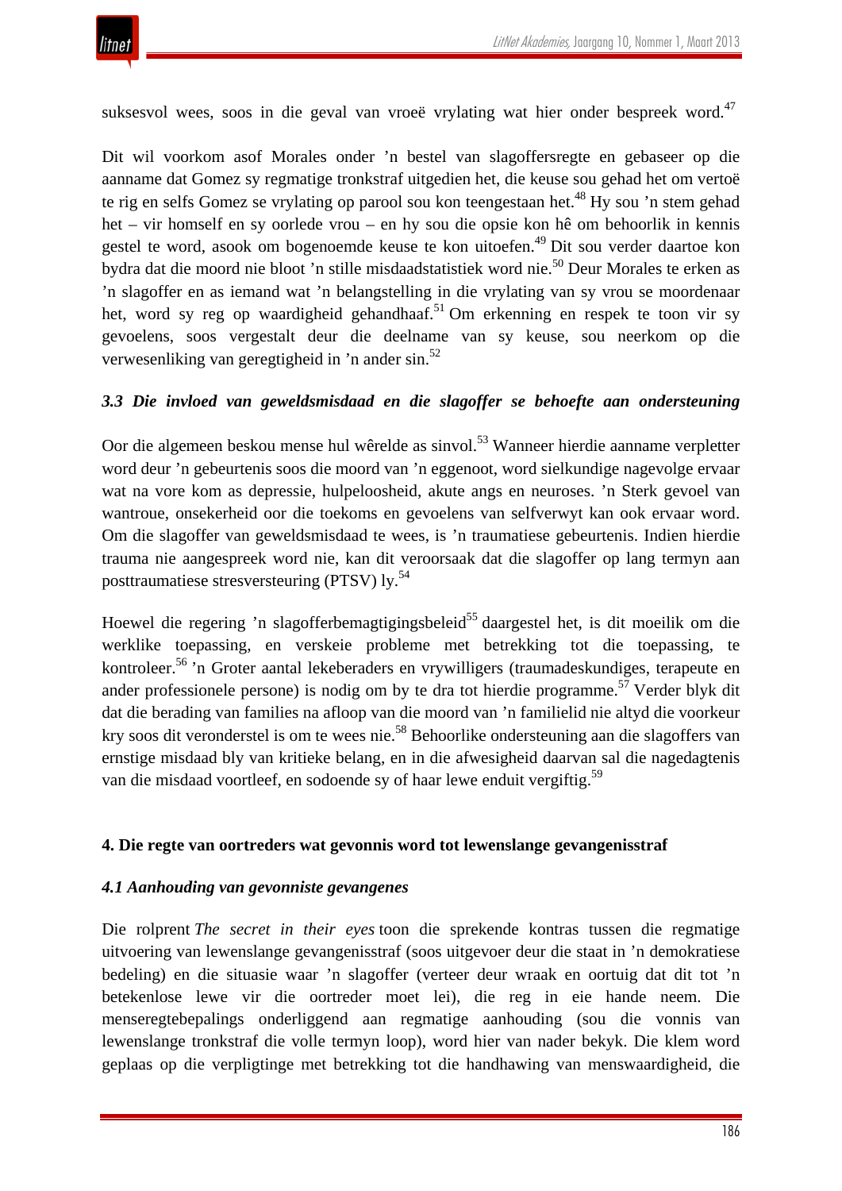suksesvol wees, soos in die geval van vroeë vrylating wat hier onder bespreek word.[47]

Dit wil voorkom asof Morales onder 'n bestel van slagoffersregte en gebaseer op die aanname dat Gomez sy regmatige tronkstraf uitgedien het, die keuse sou gehad het om vertoë te rig en selfs Gomez se vrylating op parool sou kon teengestaan het.[48] Hy sou 'n stem gehad het – vir homself en sy oorlede vrou – en hy sou die opsie kon hê om behoorlik in kennis gestel te word, asook om bogenoemde keuse te kon uitoefen.[49] Dit sou verder daartoe kon bydra dat die moord nie bloot 'n stille misdaadstatistiek word nie.[50] Deur Morales te erken as 'n slagoffer en as iemand wat 'n belangstelling in die vrylating van sy vrou se moordenaar het, word sy reg op waardigheid gehandhaaf.[51] Om erkenning en respek te toon vir sy gevoelens, soos vergestalt deur die deelname van sy keuse, sou neerkom op die verwesenliking van geregtigheid in 'n ander sin.[52]

### *3.3 Die invloed van geweldsmisdaad en die slagoffer se behoefte aan ondersteuning*

Oor die algemeen beskou mense hul wêrelde as sinvol.[53] Wanneer hierdie aanname verpletter word deur 'n gebeurtenis soos die moord van 'n eggenoot, word sielkundige nagevolge ervaar wat na vore kom as depressie, hulpeloosheid, akute angs en neuroses. 'n Sterk gevoel van wantroue, onsekerheid oor die toekoms en gevoelens van selfverwyt kan ook ervaar word. Om die slagoffer van geweldsmisdaad te wees, is 'n traumatiese gebeurtenis. Indien hierdie trauma nie aangespreek word nie, kan dit veroorsaak dat die slagoffer op lang termyn aan posttraumatiese stresversteuring (PTSV) ly.[54]

Hoewel die regering 'n slagofferbemagtigingsbeleid[55] daargestel het, is dit moeilik om die werklike toepassing, en verskeie probleme met betrekking tot die toepassing, te kontroleer.[56] 'n Groter aantal lekeberaders en vrywilligers (traumadeskundiges, terapeute en ander professionele persone) is nodig om by te dra tot hierdie programme.[57] Verder blyk dit dat die berading van families na afloop van die moord van 'n familielid nie altyd die voorkeur kry soos dit veronderstel is om te wees nie.[58] Behoorlike ondersteuning aan die slagoffers van ernstige misdaad bly van kritieke belang, en in die afwesigheid daarvan sal die nagedagtenis van die misdaad voortleef, en sodoende sy of haar lewe enduit vergiftig.[59]

## **4. Die regte van oortreders wat gevonnis word tot lewenslange gevangenisstraf**

### *4.1 Aanhouding van gevonniste gevangenes*

Die rolprent *The secret in their eyes* toon die sprekende kontras tussen die regmatige uitvoering van lewenslange gevangenisstraf (soos uitgevoer deur die staat in 'n demokratiese bedeling) en die situasie waar 'n slagoffer (verteer deur wraak en oortuig dat dit tot 'n betekenlose lewe vir die oortreder moet lei), die reg in eie hande neem. Die menseregtebepalings onderliggend aan regmatige aanhouding (sou die vonnis van lewenslange tronkstraf die volle termyn loop), word hier van nader bekyk. Die klem word geplaas op die verpligtinge met betrekking tot die handhawing van menswaardigheid, die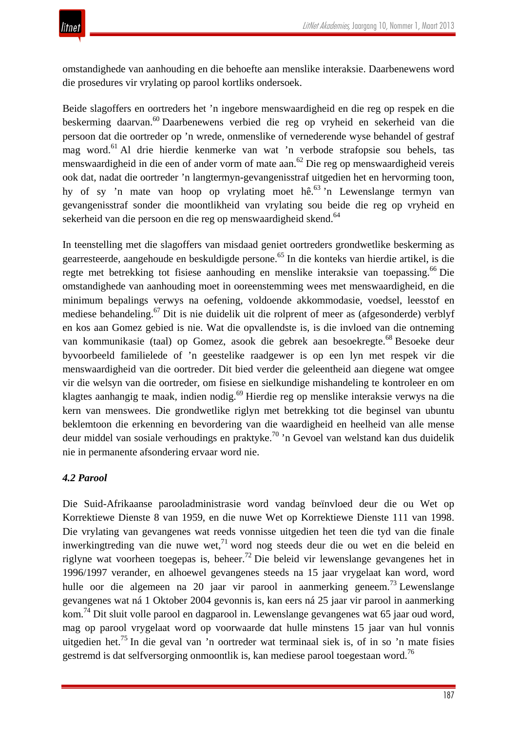omstandighede van aanhouding en die behoefte aan menslike interaksie. Daarbenewens word die prosedures vir vrylating op parool kortliks ondersoek.

Beide slagoffers en oortreders het ’n ingebore menswaardigheid en die reg op respek en die beskerming daarvan.[60] Daarbenewens verbied die reg op vryheid en sekerheid van die persoon dat die oortreder op ’n wrede, onmenslike of vernederende wyse behandel of gestraf mag word.[61] Al drie hierdie kenmerke van wat ’n verbode strafopsie sou behels, tas menswaardigheid in die een of ander vorm of mate aan.[62] Die reg op menswaardigheid vereis ook dat, nadat die oortreder ’n langtermyn-gevangenisstraf uitgedien het en hervorming toon, hy of sy ’n mate van hoop op vrylating moet hê.[63] ’n Lewenslange termyn van gevangenisstraf sonder die moontlikheid van vrylating sou beide die reg op vryheid en sekerheid van die persoon en die reg op menswaardigheid skend.[64]

In teenstelling met die slagoffers van misdaad geniet oortreders grondwetlike beskerming as gearresteerde, aangehoude en beskuldigde persone.[65] In die konteks van hierdie artikel, is die regte met betrekking tot fisiese aanhouding en menslike interaksie van toepassing.[66] Die omstandighede van aanhouding moet in ooreenstemming wees met menswaardigheid, en die minimum bepalings verwys na oefening, voldoende akkommodasie, voedsel, leesstof en mediese behandeling.[67] Dit is nie duidelik uit die rolprent of meer as (afgesonderde) verblyf en kos aan Gomez gebied is nie. Wat die opvallendste is, is die invloed van die ontneming van kommunikasie (taal) op Gomez, asook die gebrek aan besoekregte.[68] Besoeke deur byvoorbeeld familielede of ’n geestelike raadgewer is op een lyn met respek vir die menswaardigheid van die oortreder. Dit bied verder die geleentheid aan diegene wat omgee vir die welsyn van die oortreder, om fisiese en sielkundige mishandeling te kontroleer en om klagtes aanhangig te maak, indien nodig.[69] Hierdie reg op menslike interaksie verwys na die kern van menswees. Die grondwetlike riglyn met betrekking tot die beginsel van ubuntu beklemtoon die erkenning en bevordering van die waardigheid en heelheid van alle mense deur middel van sosiale verhoudings en praktyke.[70] ’n Gevoel van welstand kan dus duidelik nie in permanente afsondering ervaar word nie.

### *4.2 Parool*

Die Suid-Afrikaanse parooladministrasie word vandag beïnvloed deur die ou Wet op Korrektiewe Dienste 8 van 1959, en die nuwe Wet op Korrektiewe Dienste 111 van 1998. Die vrylating van gevangenes wat reeds vonnisse uitgedien het teen die tyd van die finale inwerkingtreding van die nuwe wet,[71] word nog steeds deur die ou wet en die beleid en riglyne wat voorheen toegepas is, beheer.[72] Die beleid vir lewenslange gevangenes het in 1996/1997 verander, en alhoewel gevangenes steeds na 15 jaar vrygelaat kan word, word hulle oor die algemeen na 20 jaar vir parool in aanmerking geneem.[73] Lewenslange gevangenes wat ná 1 Oktober 2004 gevonnis is, kan eers ná 25 jaar vir parool in aanmerking kom.[74] Dit sluit volle parool en dagparool in. Lewenslange gevangenes wat 65 jaar oud word, mag op parool vrygelaat word op voorwaarde dat hulle minstens 15 jaar van hul vonnis uitgedien het.[75] In die geval van ’n oortreder wat terminaal siek is, of in so ’n mate fisies gestremd is dat selfversorging onmoontlik is, kan mediese parool toegestaan word.[76]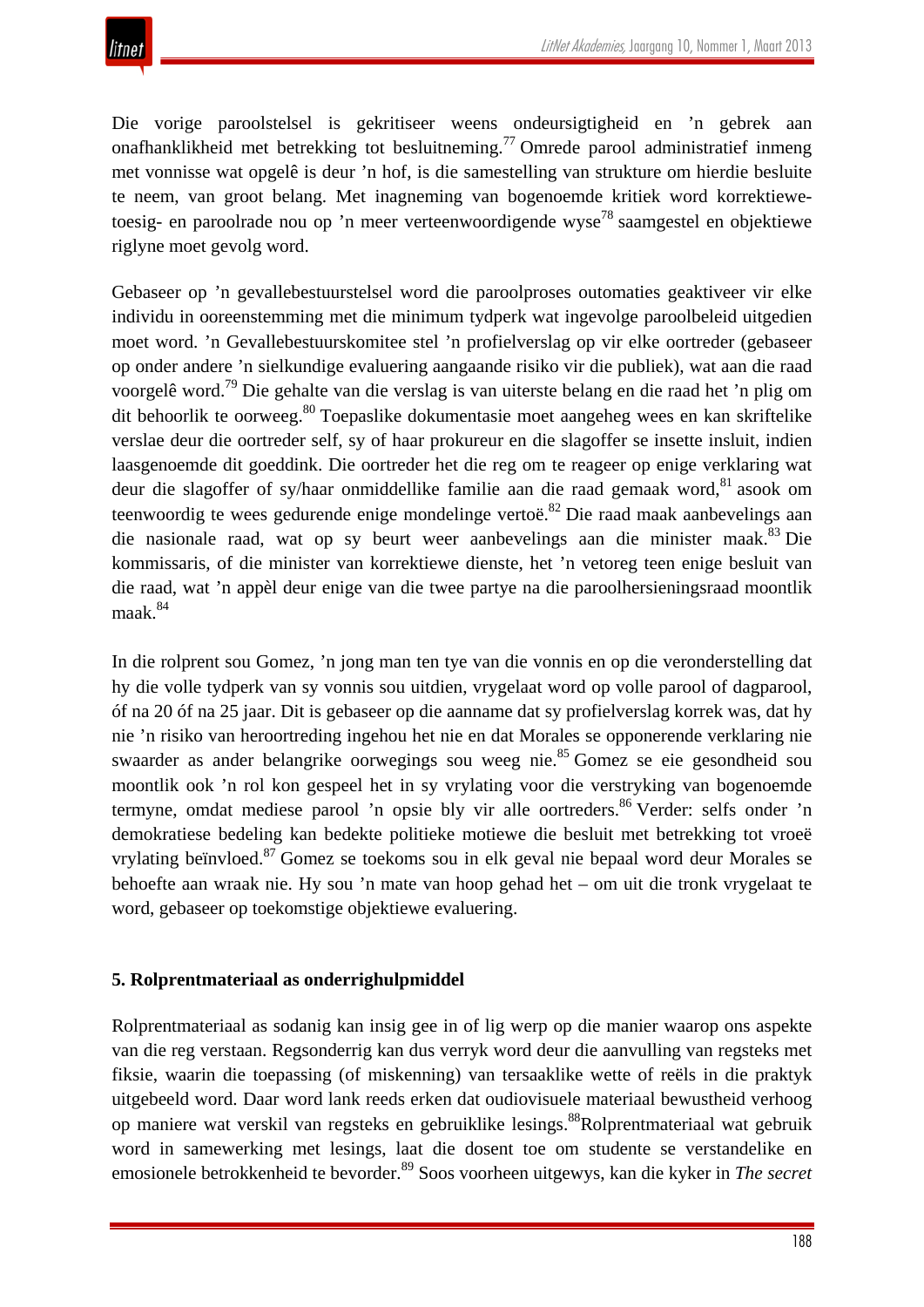Die vorige paroolstelsel is gekritiseer weens ondeursigtigheid en ’n gebrek aan onafhanklikheid met betrekking tot besluitneming.[77] Omrede parool administratief inmeng met vonnisse wat opgelê is deur ’n hof, is die samestelling van strukture om hierdie besluite te neem, van groot belang. Met inagneming van bogenoemde kritiek word korrektiewe-toesig- en paroolrade nou op ’n meer verteenwoordigende wyse[78] saamgestel en objektiewe riglyne moet gevolg word.

Gebaseer op ’n gevallebestuurstelsel word die paroolproses outomaties geaktiveer vir elke individu in ooreenstemming met die minimum tydperk wat ingevolge paroolbeleid uitgedien moet word. ’n Gevallebestuurskomitee stel ’n profielverslag op vir elke oortreder (gebaseer op onder andere ’n sielkundige evaluering aangaande risiko vir die publiek), wat aan die raad voorgelê word.[79] Die gehalte van die verslag is van uiterste belang en die raad het ’n plig om dit behoorlik te oorweeg.[80] Toepaslike dokumentasie moet aangeheg wees en kan skriftelike verslae deur die oortreder self, sy of haar prokureur en die slagoffer se insette insluit, indien laasgenoemde dit goeddink. Die oortreder het die reg om te reageer op enige verklaring wat deur die slagoffer of sy/haar onmiddellike familie aan die raad gemaak word,[81] asook om teenwoordig te wees gedurende enige mondelinge vertoë.[82] Die raad maak aanbevelings aan die nasionale raad, wat op sy beurt weer aanbevelings aan die minister maak.[83] Die kommissaris, of die minister van korrektiewe dienste, het ’n vetoreg teen enige besluit van die raad, wat ’n appèl deur enige van die twee partye na die paroolhersieningsraad moontlik maak.[84]

In die rolprent sou Gomez, ’n jong man ten tye van die vonnis en op die veronderstelling dat hy die volle tydperk van sy vonnis sou uitdien, vrygelaat word op volle parool of dagparool, óf na 20 óf na 25 jaar. Dit is gebaseer op die aanname dat sy profielverslag korrek was, dat hy nie ’n risiko van heroortreding ingehou het nie en dat Morales se opponerende verklaring nie swaarder as ander belangrike oorwegings sou weeg nie.[85] Gomez se eie gesondheid sou moontlik ook ’n rol kon gespeel het in sy vrylating voor die verstryking van bogenoemde termyne, omdat mediese parool ’n opsie bly vir alle oortreders.[86] Verder: selfs onder ’n demokratiese bedeling kan bedekte politieke motiewe die besluit met betrekking tot vroeë vrylating beïnvloed.[87] Gomez se toekoms sou in elk geval nie bepaal word deur Morales se behoefte aan wraak nie. Hy sou ’n mate van hoop gehad het – om uit die tronk vrygelaat te word, gebaseer op toekomstige objektiewe evaluering.

## 5. Rolprentmateriaal as onderrighulpmiddel

Rolprentmateriaal as sodanig kan insig gee in of lig werp op die manier waarop ons aspekte van die reg verstaan. Regsonderrig kan dus verryk word deur die aanvulling van regsteks met fiksie, waarin die toepassing (of miskenning) van tersaaklike wette of reëls in die praktyk uitgebeeld word. Daar word lank reeds erken dat oudiovisuele materiaal bewustheid verhoog op maniere wat verskil van regsteks en gebruiklike lesings.[88]Rolprentmateriaal wat gebruik word in samewerking met lesings, laat die dosent toe om studente se verstandelike en emosionele betrokkenheid te bevorder.[89] Soos voorheen uitgewys, kan die kyker in *The secret*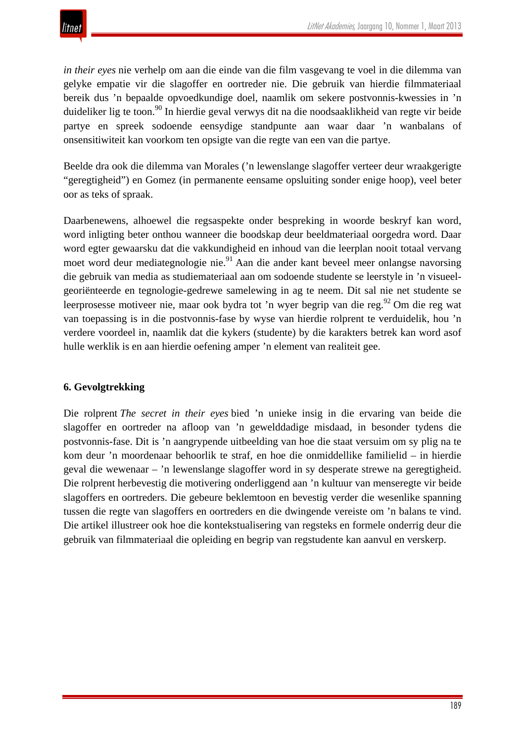*in their eyes* nie verhelp om aan die einde van die film vasgevang te voel in die dilemma van gelyke empatie vir die slagoffer en oortreder nie. Die gebruik van hierdie filmmateriaal bereik dus ’n bepaalde opvoedkundige doel, naamlik om sekere postvonnis-kwessies in ’n duideliker lig te toon.[90] In hierdie geval verwys dit na die noodsaaklikheid van regte vir beide partye en spreek sodoende eensydige standpunte aan waar daar ’n wanbalans of onsensitiwiteit kan voorkom ten opsigte van die regte van een van die partye.

Beelde dra ook die dilemma van Morales (’n lewenslange slagoffer verteer deur wraakgerigte “geregtigheid”) en Gomez (in permanente eensame opsluiting sonder enige hoop), veel beter oor as teks of spraak.

Daarbenewens, alhoewel die regsaspekte onder bespreking in woorde beskryf kan word, word inligting beter onthou wanneer die boodskap deur beeldmateriaal oorgedra word. Daar word egter gewaarsku dat die vakkundigheid en inhoud van die leerplan nooit totaal vervang moet word deur mediategnologie nie.[91] Aan die ander kant beveel meer onlangse navorsing die gebruik van media as studiemateriaal aan om sodoende studente se leerstyle in ’n visueel-georiënteerde en tegnologie-gedrewe samelewing in ag te neem. Dit sal nie net studente se leerprosesse motiveer nie, maar ook bydra tot ’n wyer begrip van die reg.[92] Om die reg wat van toepassing is in die postvonnis-fase by wyse van hierdie rolprent te verduidelik, hou ’n verdere voordeel in, naamlik dat die kykers (studente) by die karakters betrek kan word asof hulle werklik is en aan hierdie oefening amper ’n element van realiteit gee.

## 6. Gevolgtrekking

Die rolprent *The secret in their eyes* bied ’n unieke insig in die ervaring van beide die slagoffer en oortreder na afloop van ’n gewelddadige misdaad, in besonder tydens die postvonnis-fase. Dit is ’n aangrypende uitbeelding van hoe die staat versuim om sy plig na te kom deur ’n moordenaar behoorlik te straf, en hoe die onmiddellike familielid – in hierdie geval die wewenaar – ’n lewenslange slagoffer word in sy desperate strewe na geregtigheid. Die rolprent herbevestig die motivering onderliggend aan ’n kultuur van menseregte vir beide slagoffers en oortreders. Die gebeure beklemtoon en bevestig verder die wesenlike spanning tussen die regte van slagoffers en oortreders en die dwingende vereiste om ’n balans te vind. Die artikel illustreer ook hoe die kontekstualisering van regsteks en formele onderrig deur die gebruik van filmmateriaal die opleiding en begrip van regstudente kan aanvul en verskerp.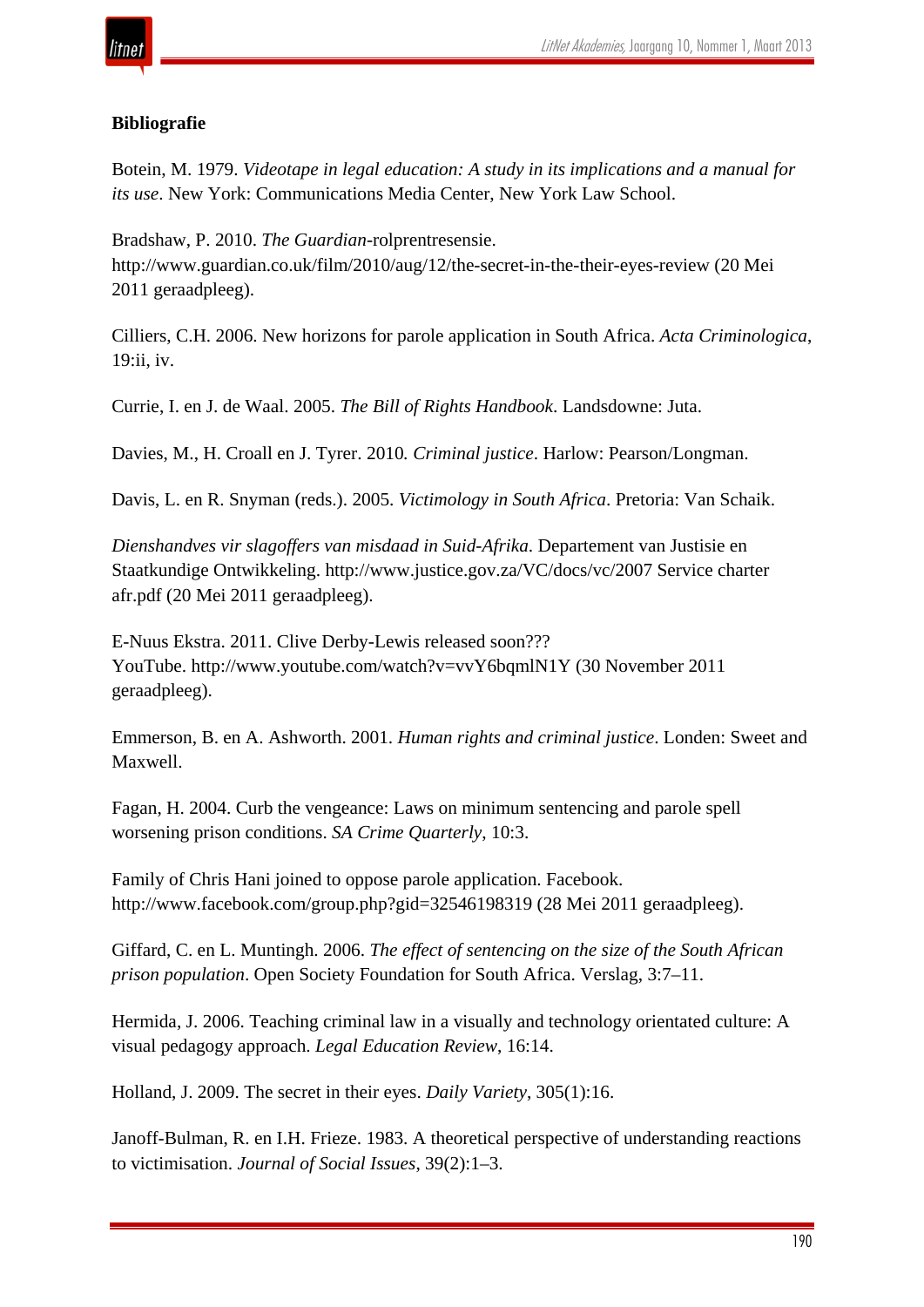**Bibliografie**

Botein, M. 1979. *Videotape in legal education: A study in its implications and a manual for its use*. New York: Communications Media Center, New York Law School.

Bradshaw, P. 2010. *The Guardian*-rolprentresensie. http://www.guardian.co.uk/film/2010/aug/12/the-secret-in-the-their-eyes-review (20 Mei 2011 geraadpleeg).

Cilliers, C.H. 2006. New horizons for parole application in South Africa. *Acta Criminologica*, 19:ii, iv.

Currie, I. en J. de Waal. 2005. *The Bill of Rights Handbook*. Landsdowne: Juta.

Davies, M., H. Croall en J. Tyrer. 2010*. Criminal justice*. Harlow: Pearson/Longman.

Davis, L. en R. Snyman (reds.). 2005. *Victimology in South Africa*. Pretoria: Van Schaik.

*Dienshandves vir slagoffers van misdaad in Suid-Afrika*. Departement van Justisie en Staatkundige Ontwikkeling. http://www.justice.gov.za/VC/docs/vc/2007 Service charter afr.pdf (20 Mei 2011 geraadpleeg).

E-Nuus Ekstra. 2011. Clive Derby-Lewis released soon??? YouTube. http://www.youtube.com/watch?v=vvY6bqmlN1Y (30 November 2011 geraadpleeg).

Emmerson, B. en A. Ashworth. 2001. *Human rights and criminal justice*. Londen: Sweet and Maxwell.

Fagan, H. 2004. Curb the vengeance: Laws on minimum sentencing and parole spell worsening prison conditions. *SA Crime Quarterly*, 10:3.

Family of Chris Hani joined to oppose parole application. Facebook. http://www.facebook.com/group.php?gid=32546198319 (28 Mei 2011 geraadpleeg).

Giffard, C. en L. Muntingh. 2006. *The effect of sentencing on the size of the South African prison population*. Open Society Foundation for South Africa. Verslag, 3:7–11.

Hermida, J. 2006. Teaching criminal law in a visually and technology orientated culture: A visual pedagogy approach. *Legal Education Review*, 16:14.

Holland, J. 2009. The secret in their eyes. *Daily Variety*, 305(1):16.

Janoff-Bulman, R. en I.H. Frieze. 1983. A theoretical perspective of understanding reactions to victimisation. *Journal of Social Issues*, 39(2):1–3.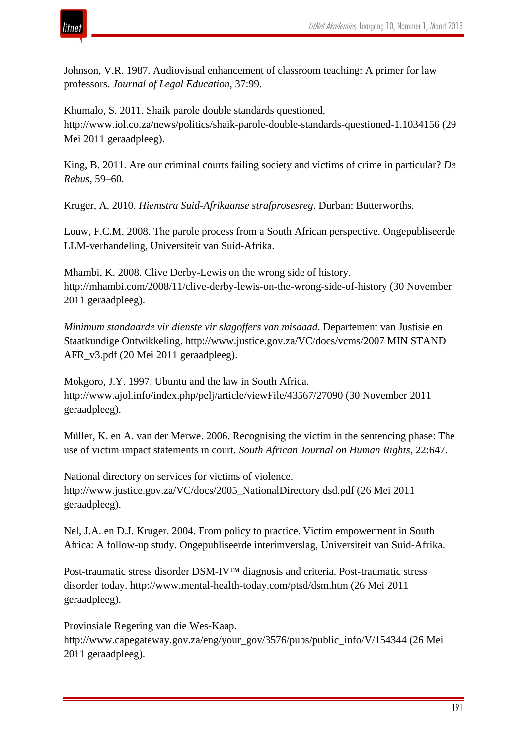Johnson, V.R. 1987. Audiovisual enhancement of classroom teaching: A primer for law professors. *Journal of Legal Education*, 37:99.

Khumalo, S. 2011. Shaik parole double standards questioned. http://www.iol.co.za/news/politics/shaik-parole-double-standards-questioned-1.1034156 (29 Mei 2011 geraadpleeg).

King, B. 2011. Are our criminal courts failing society and victims of crime in particular? *De Rebus*, 59–60.

Kruger, A. 2010. *Hiemstra Suid-Afrikaanse strafprosesreg*. Durban: Butterworths.

Louw, F.C.M. 2008. The parole process from a South African perspective. Ongepubliseerde LLM-verhandeling, Universiteit van Suid-Afrika.

Mhambi, K. 2008. Clive Derby-Lewis on the wrong side of history. http://mhambi.com/2008/11/clive-derby-lewis-on-the-wrong-side-of-history (30 November 2011 geraadpleeg).

*Minimum standaarde vir dienste vir slagoffers van misdaad*. Departement van Justisie en Staatkundige Ontwikkeling. http://www.justice.gov.za/VC/docs/vcms/2007 MIN STAND AFR_v3.pdf (20 Mei 2011 geraadpleeg).

Mokgoro, J.Y. 1997. Ubuntu and the law in South Africa. http://www.ajol.info/index.php/pelj/article/viewFile/43567/27090 (30 November 2011 geraadpleeg).

Müller, K. en A. van der Merwe. 2006. Recognising the victim in the sentencing phase: The use of victim impact statements in court. *South African Journal on Human Rights*, 22:647.

National directory on services for victims of violence. http://www.justice.gov.za/VC/docs/2005_NationalDirectory dsd.pdf (26 Mei 2011 geraadpleeg).

Nel, J.A. en D.J. Kruger. 2004. From policy to practice. Victim empowerment in South Africa: A follow-up study. Ongepubliseerde interimverslag, Universiteit van Suid-Afrika.

Post-traumatic stress disorder DSM-IV™ diagnosis and criteria. Post-traumatic stress disorder today. http://www.mental-health-today.com/ptsd/dsm.htm (26 Mei 2011 geraadpleeg).

Provinsiale Regering van die Wes-Kaap. http://www.capegateway.gov.za/eng/your_gov/3576/pubs/public_info/V/154344 (26 Mei 2011 geraadpleeg).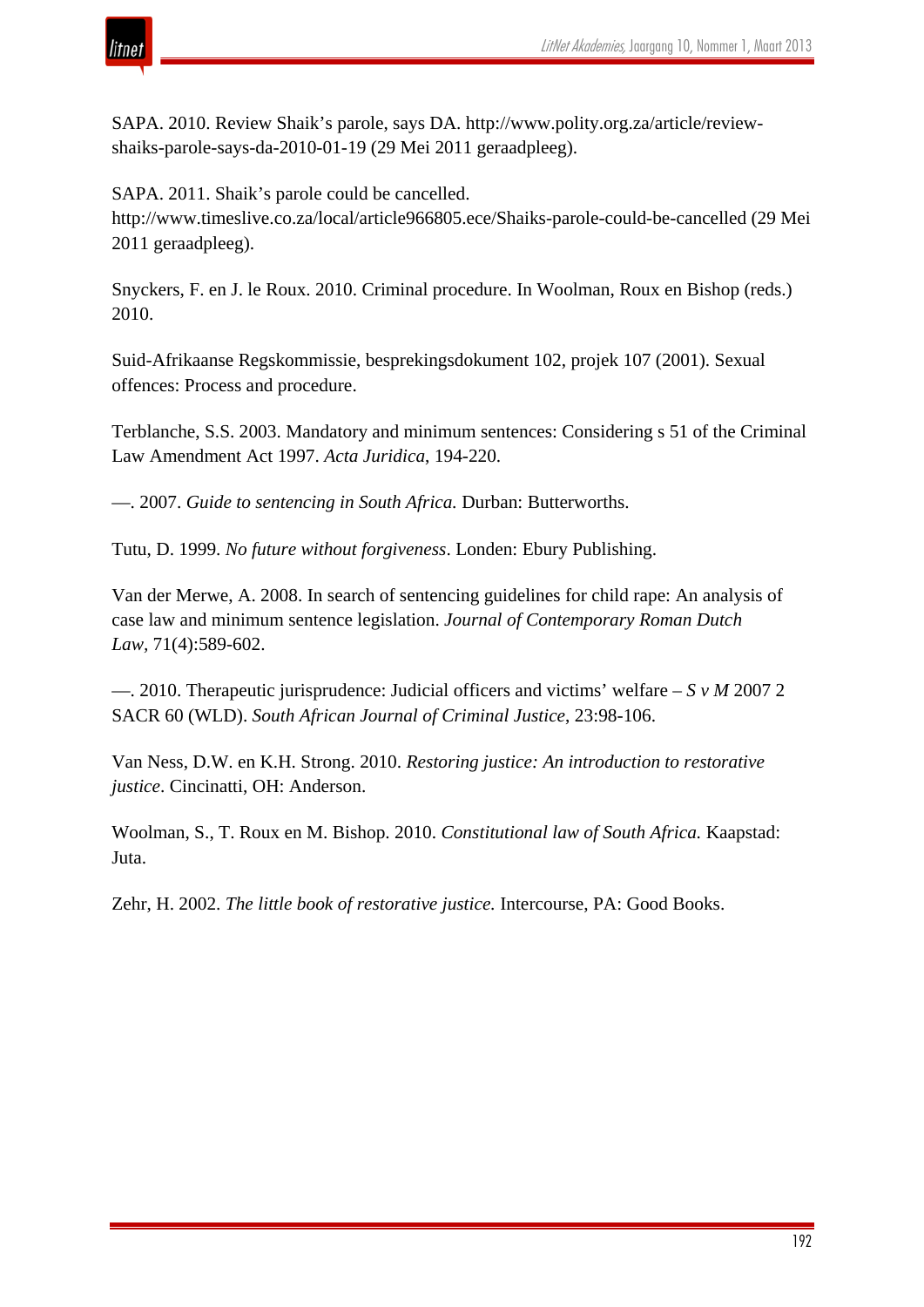SAPA. 2010. Review Shaik's parole, says DA. http://www.polity.org.za/article/review-shaiks-parole-says-da-2010-01-19 (29 Mei 2011 geraadpleeg).

SAPA. 2011. Shaik's parole could be cancelled. http://www.timeslive.co.za/local/article966805.ece/Shaiks-parole-could-be-cancelled (29 Mei 2011 geraadpleeg).

Snyckers, F. en J. le Roux. 2010. Criminal procedure. In Woolman, Roux en Bishop (reds.) 2010.

Suid-Afrikaanse Regskommissie, besprekingsdokument 102, projek 107 (2001). Sexual offences: Process and procedure.

Terblanche, S.S. 2003. Mandatory and minimum sentences: Considering s 51 of the Criminal Law Amendment Act 1997. *Acta Juridica*, 194-220.

—. 2007. *Guide to sentencing in South Africa.* Durban: Butterworths.

Tutu, D. 1999. *No future without forgiveness*. Londen: Ebury Publishing.

Van der Merwe, A. 2008. In search of sentencing guidelines for child rape: An analysis of case law and minimum sentence legislation. *Journal of Contemporary Roman Dutch Law*, 71(4):589-602.

—. 2010. Therapeutic jurisprudence: Judicial officers and victims' welfare – *S v M* 2007 2 SACR 60 (WLD). *South African Journal of Criminal Justice*, 23:98-106.

Van Ness, D.W. en K.H. Strong. 2010. *Restoring justice: An introduction to restorative justice*. Cincinatti, OH: Anderson.

Woolman, S., T. Roux en M. Bishop. 2010. *Constitutional law of South Africa.* Kaapstad: Juta.

Zehr, H. 2002. *The little book of restorative justice.* Intercourse, PA: Good Books.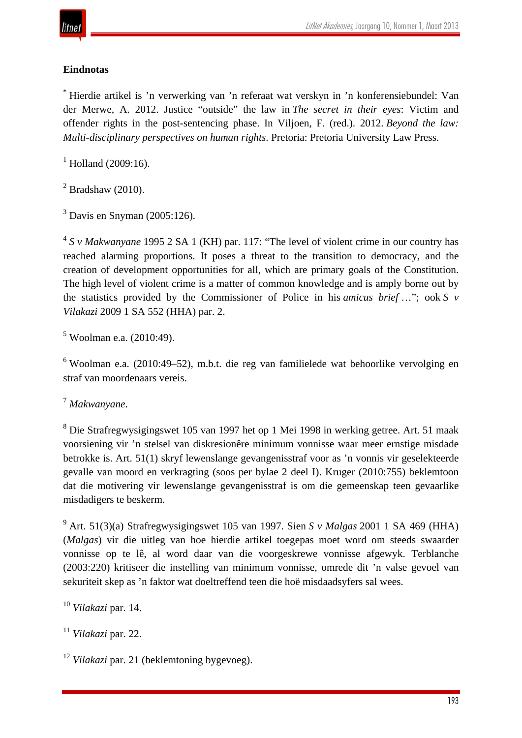**Eindnotas**

[*] Hierdie artikel is 'n verwerking van 'n referaat wat verskyn in 'n konferensiebundel: Van der Merwe, A. 2012. Justice "outside" the law in *The secret in their eyes*: Victim and offender rights in the post-sentencing phase. In Viljoen, F. (red.). 2012. *Beyond the law: Multi-disciplinary perspectives on human rights*. Pretoria: Pretoria University Law Press.

[1] Holland (2009:16).

[2] Bradshaw (2010).

[3] Davis en Snyman (2005:126).

[4] *S v Makwanyane* 1995 2 SA 1 (KH) par. 117: "The level of violent crime in our country has reached alarming proportions. It poses a threat to the transition to democracy, and the creation of development opportunities for all, which are primary goals of the Constitution. The high level of violent crime is a matter of common knowledge and is amply borne out by the statistics provided by the Commissioner of Police in his *amicus brief* …"; ook *S v Vilakazi* 2009 1 SA 552 (HHA) par. 2.

[5] Woolman e.a. (2010:49).

[6] Woolman e.a. (2010:49–52), m.b.t. die reg van familielede wat behoorlike vervolging en straf van moordenaars vereis.

[7] *Makwanyane*.

[8] Die Strafregwysigingswet 105 van 1997 het op 1 Mei 1998 in werking getree. Art. 51 maak voorsiening vir 'n stelsel van diskresionêre minimum vonnisse waar meer ernstige misdade betrokke is. Art. 51(1) skryf lewenslange gevangenisstraf voor as 'n vonnis vir geselekteerde gevalle van moord en verkragting (soos per bylae 2 deel I). Kruger (2010:755) beklemtoon dat die motivering vir lewenslange gevangenisstraf is om die gemeenskap teen gevaarlike misdadigers te beskerm.

[9] Art. 51(3)(a) Strafregwysigingswet 105 van 1997. Sien *S v Malgas* 2001 1 SA 469 (HHA) (*Malgas*) vir die uitleg van hoe hierdie artikel toegepas moet word om steeds swaarder vonnisse op te lê, al word daar van die voorgeskrewe vonnisse afgewyk. Terblanche (2003:220) kritiseer die instelling van minimum vonnisse, omrede dit 'n valse gevoel van sekuriteit skep as 'n faktor wat doeltreffend teen die hoë misdaadsyfers sal wees.

[10] *Vilakazi* par. 14.

[11] *Vilakazi* par. 22.

[12] *Vilakazi* par. 21 (beklemtoning bygevoeg).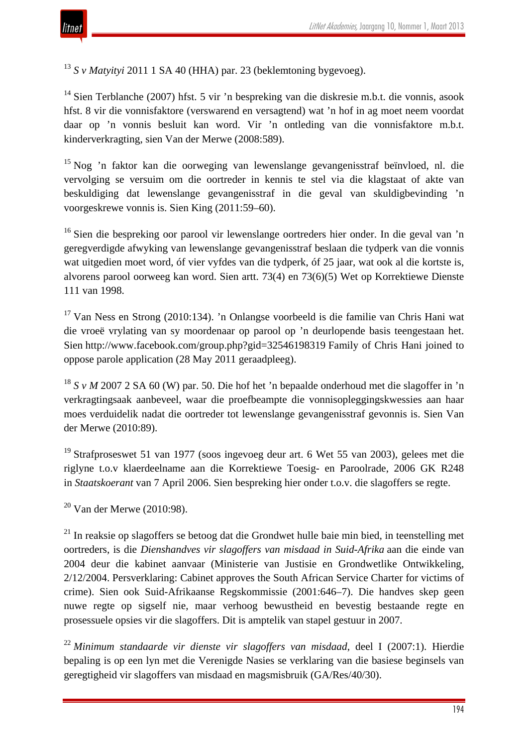[13] *S v Matyityi* 2011 1 SA 40 (HHA) par. 23 (beklemtoning bygevoeg).

[14] Sien Terblanche (2007) hfst. 5 vir 'n bespreking van die diskresie m.b.t. die vonnis, asook hfst. 8 vir die vonnisfaktore (verswarend en versagtend) wat 'n hof in ag moet neem voordat daar op 'n vonnis besluit kan word. Vir 'n ontleding van die vonnisfaktore m.b.t. kinderverkragting, sien Van der Merwe (2008:589).

[15] Nog 'n faktor kan die oorweging van lewenslange gevangenisstraf beïnvloed, nl. die vervolging se versuim om die oortreder in kennis te stel via die klagstaat of akte van beskuldiging dat lewenslange gevangenisstraf in die geval van skuldigbevinding 'n voorgeskrewe vonnis is. Sien King (2011:59–60).

[16] Sien die bespreking oor parool vir lewenslange oortreders hier onder. In die geval van 'n geregverdigde afwyking van lewenslange gevangenisstraf beslaan die tydperk van die vonnis wat uitgedien moet word, óf vier vyfdes van die tydperk, óf 25 jaar, wat ook al die kortste is, alvorens parool oorweeg kan word. Sien artt. 73(4) en 73(6)(5) Wet op Korrektiewe Dienste 111 van 1998.

[17] Van Ness en Strong (2010:134). 'n Onlangse voorbeeld is die familie van Chris Hani wat die vroeë vrylating van sy moordenaar op parool op 'n deurlopende basis teengestaan het. Sien http://www.facebook.com/group.php?gid=32546198319 Family of Chris Hani joined to oppose parole application (28 May 2011 geraadpleeg).

[18] *S v M* 2007 2 SA 60 (W) par. 50. Die hof het 'n bepaalde onderhoud met die slagoffer in 'n verkragtingsaak aanbeveel, waar die proefbeampte die vonnisopleggingskwessies aan haar moes verduidelik nadat die oortreder tot lewenslange gevangenisstraf gevonnis is. Sien Van der Merwe (2010:89).

[19] Strafproseswet 51 van 1977 (soos ingevoeg deur art. 6 Wet 55 van 2003), gelees met die riglyne t.o.v klaerdeelname aan die Korrektiewe Toesig- en Paroolrade, 2006 GK R248 in *Staatskoerant* van 7 April 2006. Sien bespreking hier onder t.o.v. die slagoffers se regte.

[20] Van der Merwe (2010:98).

[21] In reaksie op slagoffers se betoog dat die Grondwet hulle baie min bied, in teenstelling met oortreders, is die *Dienshandves vir slagoffers van misdaad in Suid-Afrika* aan die einde van 2004 deur die kabinet aanvaar (Ministerie van Justisie en Grondwetlike Ontwikkeling, 2/12/2004. Persverklaring: Cabinet approves the South African Service Charter for victims of crime). Sien ook Suid-Afrikaanse Regskommissie (2001:646–7). Die handves skep geen nuwe regte op sigself nie, maar verhoog bewustheid en bevestig bestaande regte en prosessuele opsies vir die slagoffers. Dit is amptelik van stapel gestuur in 2007.

[22] *Minimum standaarde vir dienste vir slagoffers van misdaad*, deel I (2007:1). Hierdie bepaling is op een lyn met die Verenigde Nasies se verklaring van die basiese beginsels van geregtigheid vir slagoffers van misdaad en magsmisbruik (GA/Res/40/30).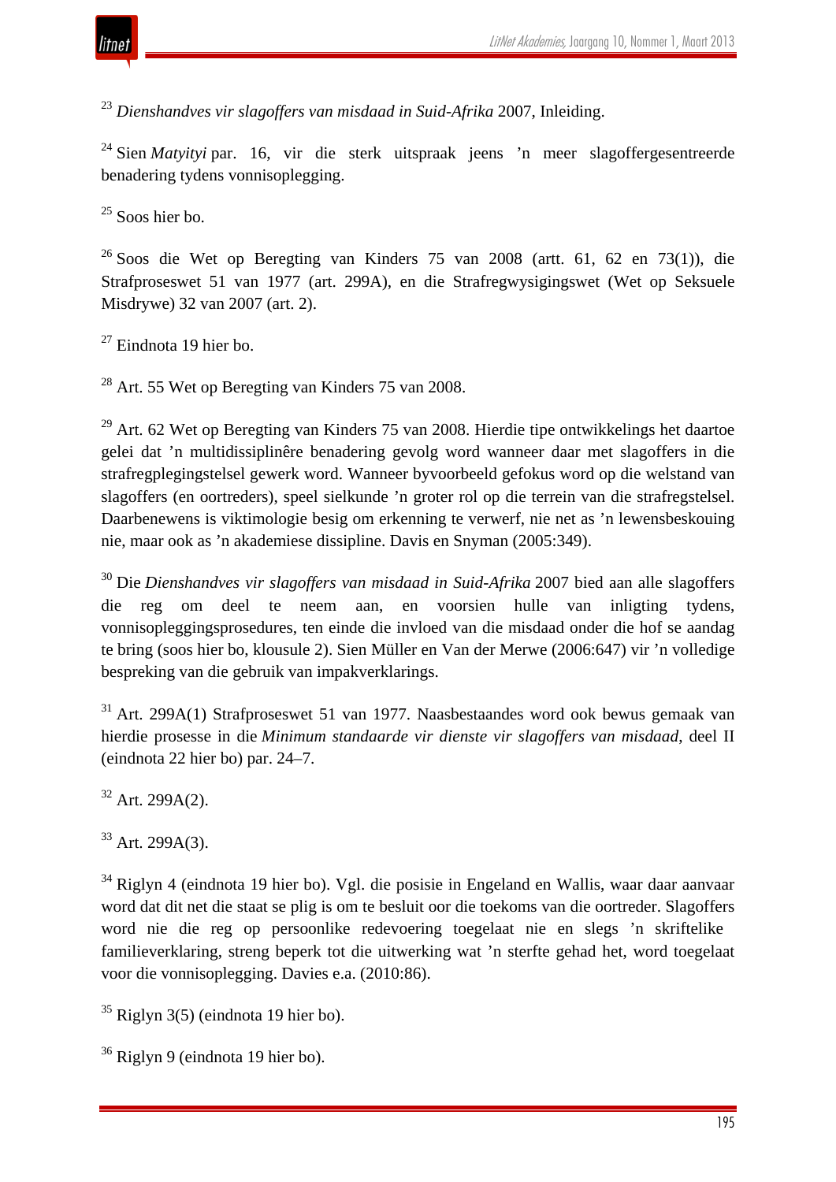[23] *Dienshandves vir slagoffers van misdaad in Suid-Afrika* 2007, Inleiding.

[24] Sien *Matyityi* par. 16, vir die sterk uitspraak jeens 'n meer slagoffergesentreerde benadering tydens vonnisoplegging.

[25] Soos hier bo.

[26] Soos die Wet op Beregting van Kinders 75 van 2008 (artt. 61, 62 en 73(1)), die Strafproseswet 51 van 1977 (art. 299A), en die Strafregwysigingswet (Wet op Seksuele Misdrywe) 32 van 2007 (art. 2).

[27] Eindnota 19 hier bo.

[28] Art. 55 Wet op Beregting van Kinders 75 van 2008.

[29] Art. 62 Wet op Beregting van Kinders 75 van 2008. Hierdie tipe ontwikkelings het daartoe gelei dat 'n multidissiplinêre benadering gevolg word wanneer daar met slagoffers in die strafregplegingstelsel gewerk word. Wanneer byvoorbeeld gefokus word op die welstand van slagoffers (en oortreders), speel sielkunde 'n groter rol op die terrein van die strafregstelsel. Daarbenewens is viktimologie besig om erkenning te verwerf, nie net as 'n lewensbeskouing nie, maar ook as 'n akademiese dissipline. Davis en Snyman (2005:349).

[30] Die *Dienshandves vir slagoffers van misdaad in Suid-Afrika* 2007 bied aan alle slagoffers die reg om deel te neem aan, en voorsien hulle van inligting tydens, vonnisopleggingsprosedures, ten einde die invloed van die misdaad onder die hof se aandag te bring (soos hier bo, klousule 2). Sien Müller en Van der Merwe (2006:647) vir 'n volledige bespreking van die gebruik van impakverklarings.

[31] Art. 299A(1) Strafproseswet 51 van 1977. Naasbestaandes word ook bewus gemaak van hierdie prosesse in die *Minimum standaarde vir dienste vir slagoffers van misdaad*, deel II (eindnota 22 hier bo) par. 24–7.

[32] Art. 299A(2).

[33] Art. 299A(3).

[34] Riglyn 4 (eindnota 19 hier bo). Vgl. die posisie in Engeland en Wallis, waar daar aanvaar word dat dit net die staat se plig is om te besluit oor die toekoms van die oortreder. Slagoffers word nie die reg op persoonlike redevoering toegelaat nie en slegs 'n skriftelike familieverklaring, streng beperk tot die uitwerking wat 'n sterfte gehad het, word toegelaat voor die vonnisoplegging. Davies e.a. (2010:86).

[35] Riglyn 3(5) (eindnota 19 hier bo).

[36] Riglyn 9 (eindnota 19 hier bo).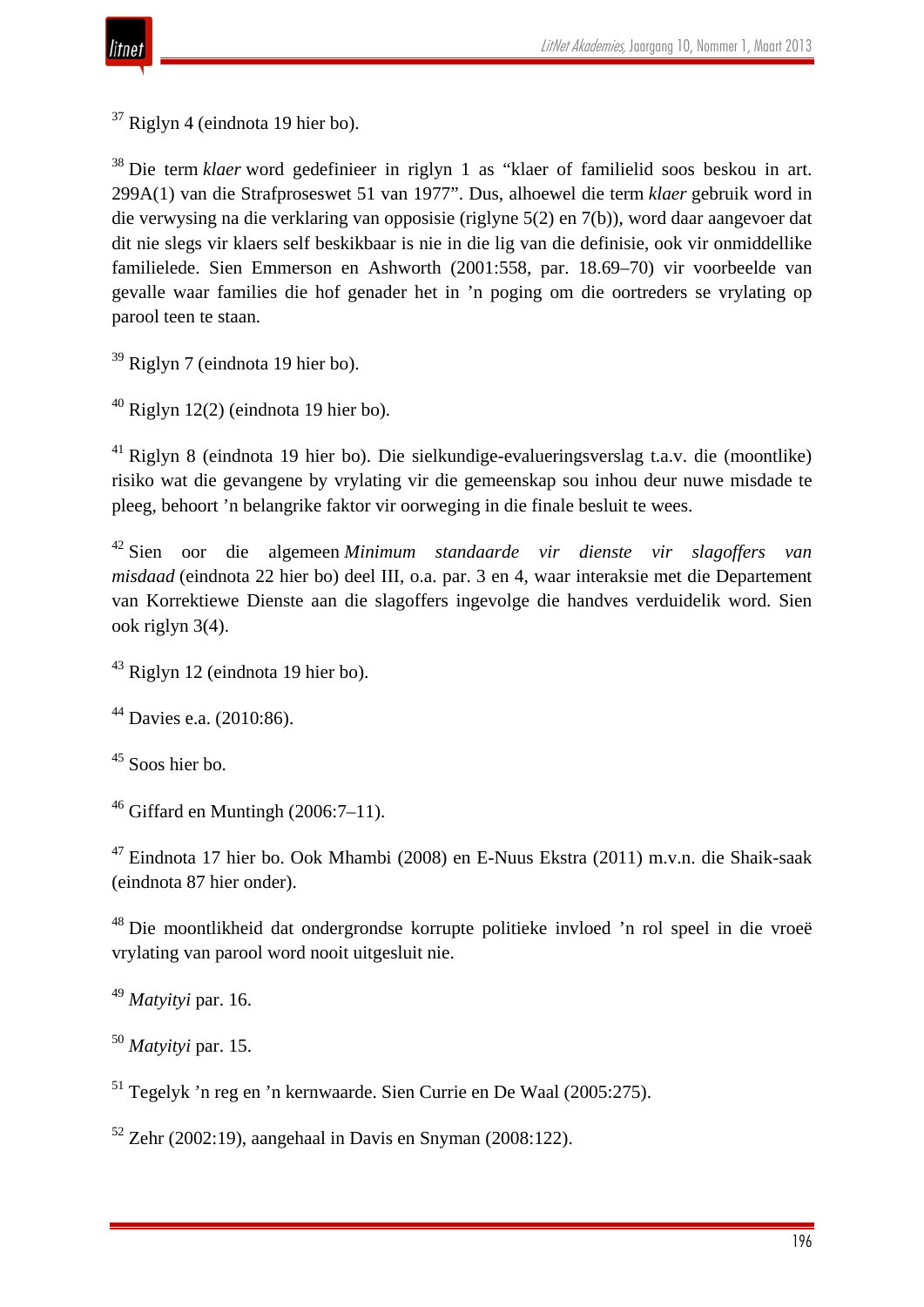[37] Riglyn 4 (eindnota 19 hier bo).

[38] Die term *klaer* word gedefinieer in riglyn 1 as "klaer of familielid soos beskou in art. 299A(1) van die Strafproseswet 51 van 1977". Dus, alhoewel die term *klaer* gebruik word in die verwysing na die verklaring van opposisie (riglyne 5(2) en 7(b)), word daar aangevoer dat dit nie slegs vir klaers self beskikbaar is nie in die lig van die definisie, ook vir onmiddellike familielede. Sien Emmerson en Ashworth (2001:558, par. 18.69–70) vir voorbeelde van gevalle waar families die hof genader het in 'n poging om die oortreders se vrylating op parool teen te staan.

[39] Riglyn 7 (eindnota 19 hier bo).

[40] Riglyn 12(2) (eindnota 19 hier bo).

[41] Riglyn 8 (eindnota 19 hier bo). Die sielkundige-evalueringsverslag t.a.v. die (moontlike) risiko wat die gevangene by vrylating vir die gemeenskap sou inhou deur nuwe misdade te pleeg, behoort 'n belangrike faktor vir oorweging in die finale besluit te wees.

[42] Sien oor die algemeen *Minimum standaarde vir dienste vir slagoffers van misdaad* (eindnota 22 hier bo) deel III, o.a. par. 3 en 4, waar interaksie met die Departement van Korrektiewe Dienste aan die slagoffers ingevolge die handves verduidelik word. Sien ook riglyn 3(4).

[43] Riglyn 12 (eindnota 19 hier bo).

[44] Davies e.a. (2010:86).

[45] Soos hier bo.

[46] Giffard en Muntingh (2006:7–11).

[47] Eindnota 17 hier bo. Ook Mhambi (2008) en E-Nuus Ekstra (2011) m.v.n. die Shaik-saak (eindnota 87 hier onder).

[48] Die moontlikheid dat ondergrondse korrupte politieke invloed 'n rol speel in die vroeë vrylating van parool word nooit uitgesluit nie.

[49] *Matyityi* par. 16.

[50] *Matyityi* par. 15.

[51] Tegelyk 'n reg en 'n kernwaarde. Sien Currie en De Waal (2005:275).

[52] Zehr (2002:19), aangehaal in Davis en Snyman (2008:122).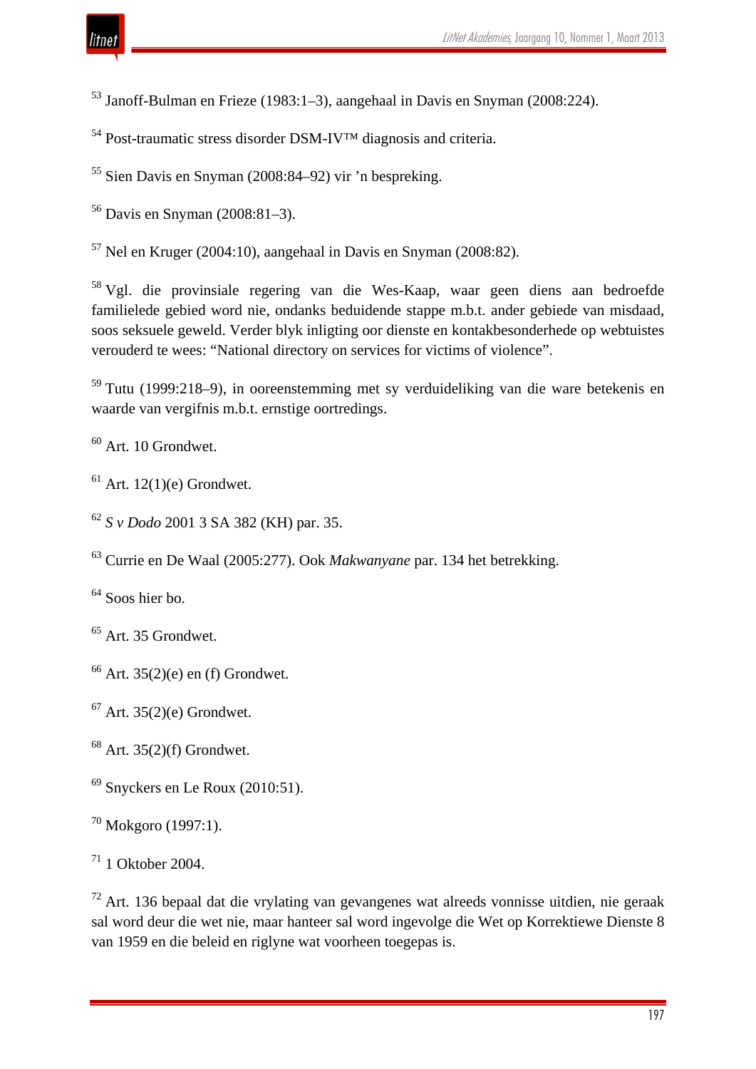[53] Janoff-Bulman en Frieze (1983:1–3), aangehaal in Davis en Snyman (2008:224).

[54] Post-traumatic stress disorder DSM-IV™ diagnosis and criteria.

[55] Sien Davis en Snyman (2008:84–92) vir ’n bespreking.

[56] Davis en Snyman (2008:81–3).

[57] Nel en Kruger (2004:10), aangehaal in Davis en Snyman (2008:82).

[58] Vgl. die provinsiale regering van die Wes-Kaap, waar geen diens aan bedroefde familielede gebied word nie, ondanks beduidende stappe m.b.t. ander gebiede van misdaad, soos seksuele geweld. Verder blyk inligting oor dienste en kontakbesonderhede op webtuistes verouderd te wees: “National directory on services for victims of violence”.

[59] Tutu (1999:218–9), in ooreenstemming met sy verduideliking van die ware betekenis en waarde van vergifnis m.b.t. ernstige oortredings.

[60] Art. 10 Grondwet.

[61] Art. 12(1)(e) Grondwet.

[62] *S v Dodo* 2001 3 SA 382 (KH) par. 35.

[63] Currie en De Waal (2005:277). Ook *Makwanyane* par. 134 het betrekking.

[64] Soos hier bo.

[65] Art. 35 Grondwet.

[66] Art. 35(2)(e) en (f) Grondwet.

[67] Art. 35(2)(e) Grondwet.

[68] Art. 35(2)(f) Grondwet.

[69] Snyckers en Le Roux (2010:51).

[70] Mokgoro (1997:1).

[71] 1 Oktober 2004.

[72] Art. 136 bepaal dat die vrylating van gevangenes wat alreeds vonnisse uitdien, nie geraak sal word deur die wet nie, maar hanteer sal word ingevolge die Wet op Korrektiewe Dienste 8 van 1959 en die beleid en riglyne wat voorheen toegepas is.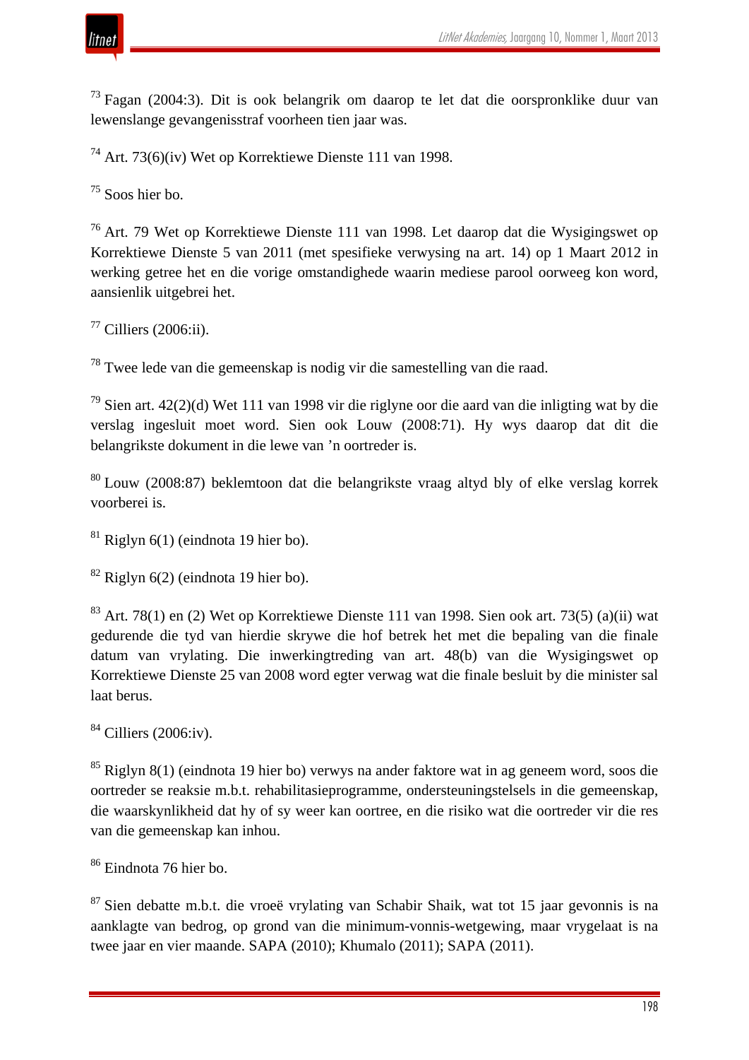[73] Fagan (2004:3). Dit is ook belangrik om daarop te let dat die oorspronklike duur van lewenslange gevangenisstraf voorheen tien jaar was.

[74] Art. 73(6)(iv) Wet op Korrektiewe Dienste 111 van 1998.

[75] Soos hier bo.

[76] Art. 79 Wet op Korrektiewe Dienste 111 van 1998. Let daarop dat die Wysigingswet op Korrektiewe Dienste 5 van 2011 (met spesifieke verwysing na art. 14) op 1 Maart 2012 in werking getree het en die vorige omstandighede waarin mediese parool oorweeg kon word, aansienlik uitgebrei het.

[77] Cilliers (2006:ii).

[78] Twee lede van die gemeenskap is nodig vir die samestelling van die raad.

[79] Sien art. 42(2)(d) Wet 111 van 1998 vir die riglyne oor die aard van die inligting wat by die verslag ingesluit moet word. Sien ook Louw (2008:71). Hy wys daarop dat dit die belangrikste dokument in die lewe van ’n oortreder is.

[80] Louw (2008:87) beklemtoon dat die belangrikste vraag altyd bly of elke verslag korrek voorberei is.

[81] Riglyn 6(1) (eindnota 19 hier bo).

[82] Riglyn 6(2) (eindnota 19 hier bo).

[83] Art. 78(1) en (2) Wet op Korrektiewe Dienste 111 van 1998. Sien ook art. 73(5) (a)(ii) wat gedurende die tyd van hierdie skrywe die hof betrek het met die bepaling van die finale datum van vrylating. Die inwerkingtreding van art. 48(b) van die Wysigingswet op Korrektiewe Dienste 25 van 2008 word egter verwag wat die finale besluit by die minister sal laat berus.

[84] Cilliers (2006:iv).

[85] Riglyn 8(1) (eindnota 19 hier bo) verwys na ander faktore wat in ag geneem word, soos die oortreder se reaksie m.b.t. rehabilitasieprogramme, ondersteuningstelsels in die gemeenskap, die waarskynlikheid dat hy of sy weer kan oortree, en die risiko wat die oortreder vir die res van die gemeenskap kan inhou.

[86] Eindnota 76 hier bo.

[87] Sien debatte m.b.t. die vroeë vrylating van Schabir Shaik, wat tot 15 jaar gevonnis is na aanklagte van bedrog, op grond van die minimum-vonnis-wetgewing, maar vrygelaat is na twee jaar en vier maande. SAPA (2010); Khumalo (2011); SAPA (2011).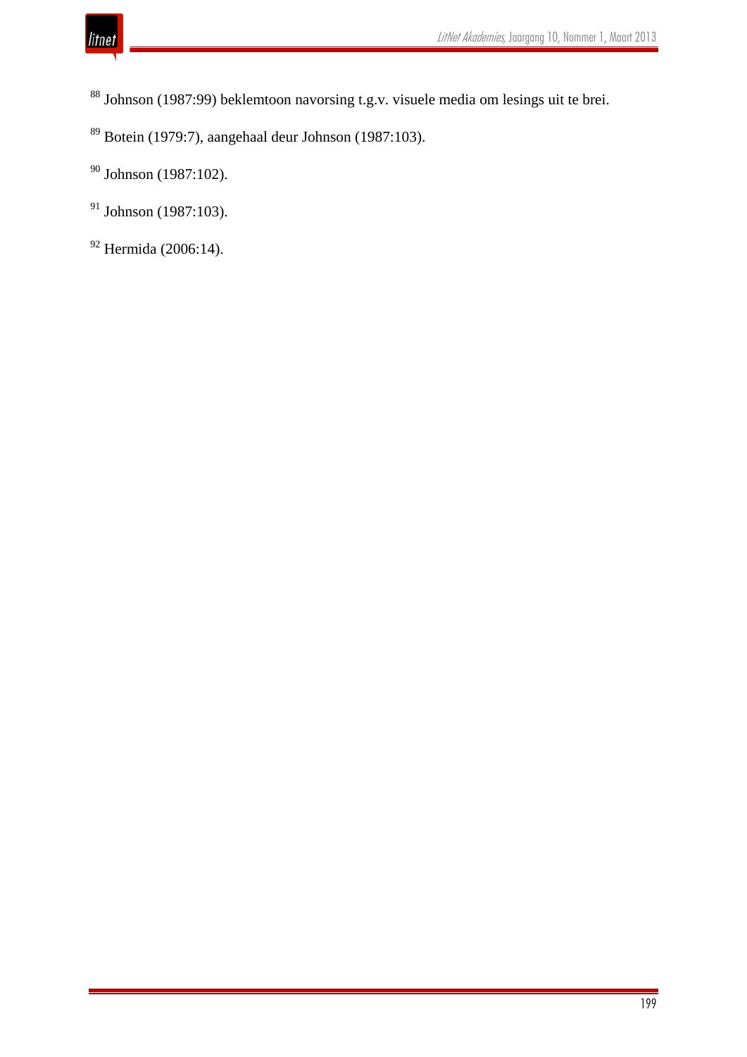[88] Johnson (1987:99) beklemtoon navorsing t.g.v. visuele media om lesings uit te brei.

[89] Botein (1979:7), aangehaal deur Johnson (1987:103).

[90] Johnson (1987:102).

[91] Johnson (1987:103).

[92] Hermida (2006:14).